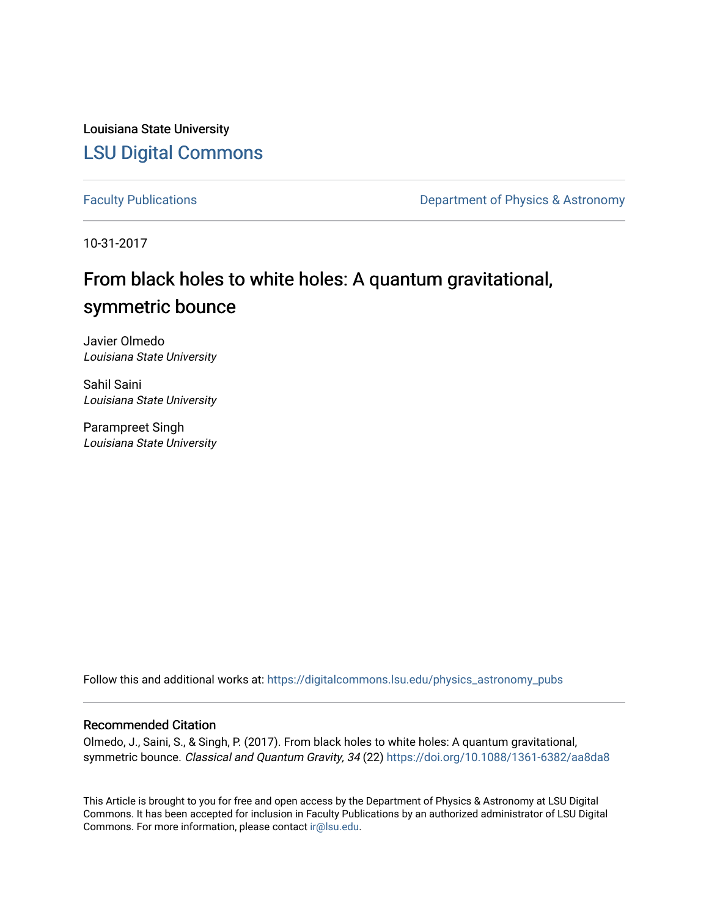Louisiana State University

# LSU Digital Commons

Faculty Publications | Department of Physics & Astronomy

10-31-2017

## From black holes to white holes: A quantum gravitational, symmetric bounce

Javier Olmedo
*Louisiana State University*

Sahil Saini
*Louisiana State University*

Parampreet Singh
*Louisiana State University*

Follow this and additional works at: https://digitalcommons.lsu.edu/physics_astronomy_pubs

### Recommended Citation

Olmedo, J., Saini, S., & Singh, P. (2017). From black holes to white holes: A quantum gravitational, symmetric bounce. *Classical and Quantum Gravity, 34* (22) https://doi.org/10.1088/1361-6382/aa8da8

This Article is brought to you for free and open access by the Department of Physics & Astronomy at LSU Digital Commons. It has been accepted for inclusion in Faculty Publications by an authorized administrator of LSU Digital Commons. For more information, please contact ir@lsu.edu.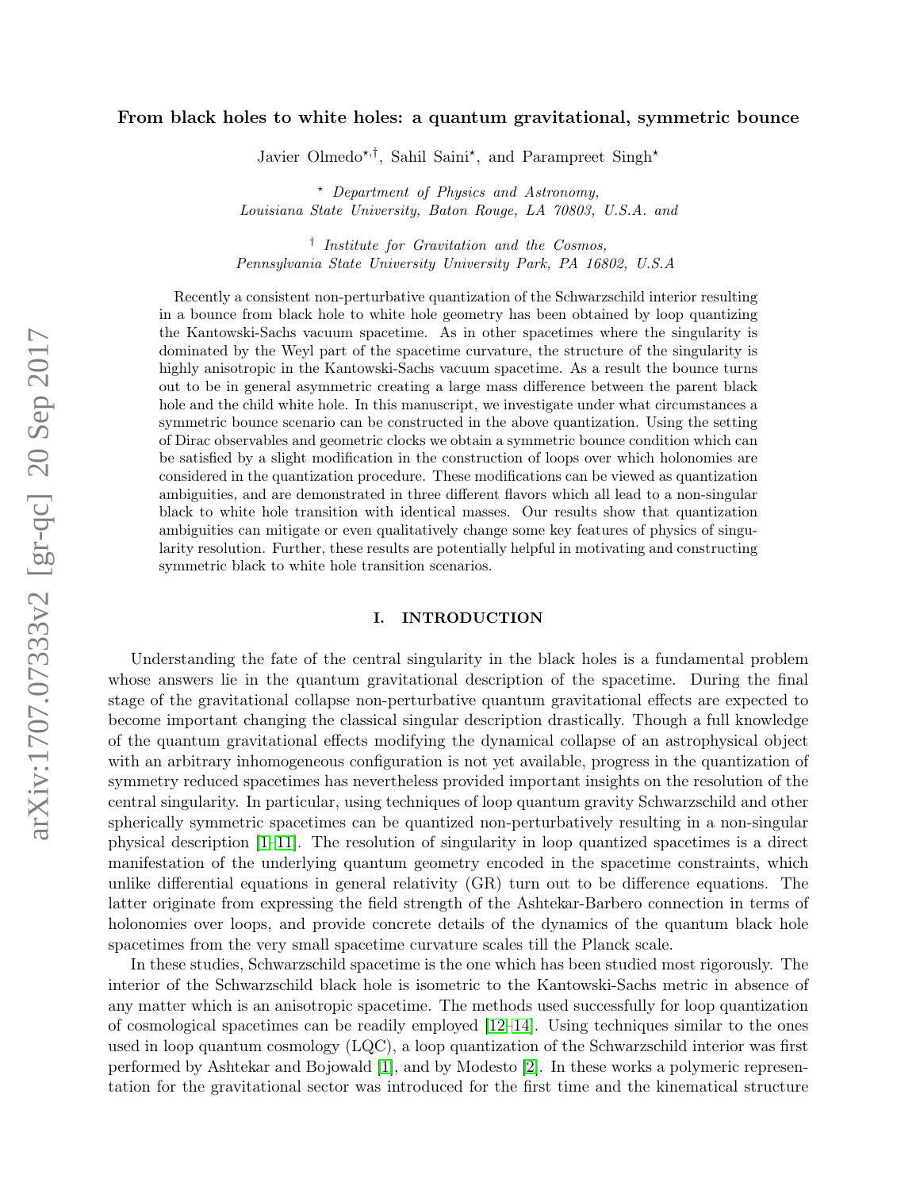# From black holes to white holes: a quantum gravitational, symmetric bounce

Javier Olmedo[⋆,†], Sahil Saini[⋆], and Parampreet Singh[⋆]

[⋆] *Department of Physics and Astronomy, Louisiana State University, Baton Rouge, LA 70803, U.S.A. and*

[†] *Institute for Gravitation and the Cosmos, Pennsylvania State University University Park, PA 16802, U.S.A*

Recently a consistent non-perturbative quantization of the Schwarzschild interior resulting in a bounce from black hole to white hole geometry has been obtained by loop quantizing the Kantowski-Sachs vacuum spacetime. As in other spacetimes where the singularity is dominated by the Weyl part of the spacetime curvature, the structure of the singularity is highly anisotropic in the Kantowski-Sachs vacuum spacetime. As a result the bounce turns out to be in general asymmetric creating a large mass difference between the parent black hole and the child white hole. In this manuscript, we investigate under what circumstances a symmetric bounce scenario can be constructed in the above quantization. Using the setting of Dirac observables and geometric clocks we obtain a symmetric bounce condition which can be satisfied by a slight modification in the construction of loops over which holonomies are considered in the quantization procedure. These modifications can be viewed as quantization ambiguities, and are demonstrated in three different flavors which all lead to a non-singular black to white hole transition with identical masses. Our results show that quantization ambiguities can mitigate or even qualitatively change some key features of physics of singularity resolution. Further, these results are potentially helpful in motivating and constructing symmetric black to white hole transition scenarios.

## I. INTRODUCTION

Understanding the fate of the central singularity in the black holes is a fundamental problem whose answers lie in the quantum gravitational description of the spacetime. During the final stage of the gravitational collapse non-perturbative quantum gravitational effects are expected to become important changing the classical singular description drastically. Though a full knowledge of the quantum gravitational effects modifying the dynamical collapse of an astrophysical object with an arbitrary inhomogeneous configuration is not yet available, progress in the quantization of symmetry reduced spacetimes has nevertheless provided important insights on the resolution of the central singularity. In particular, using techniques of loop quantum gravity Schwarzschild and other spherically symmetric spacetimes can be quantized non-perturbatively resulting in a non-singular physical description [1–11]. The resolution of singularity in loop quantized spacetimes is a direct manifestation of the underlying quantum geometry encoded in the spacetime constraints, which unlike differential equations in general relativity (GR) turn out to be difference equations. The latter originate from expressing the field strength of the Ashtekar-Barbero connection in terms of holonomies over loops, and provide concrete details of the dynamics of the quantum black hole spacetimes from the very small spacetime curvature scales till the Planck scale.

In these studies, Schwarzschild spacetime is the one which has been studied most rigorously. The interior of the Schwarzschild black hole is isometric to the Kantowski-Sachs metric in absence of any matter which is an anisotropic spacetime. The methods used successfully for loop quantization of cosmological spacetimes can be readily employed [12–14]. Using techniques similar to the ones used in loop quantum cosmology (LQC), a loop quantization of the Schwarzschild interior was first performed by Ashtekar and Bojowald [1], and by Modesto [2]. In these works a polymeric representation for the gravitational sector was introduced for the first time and the kinematical structure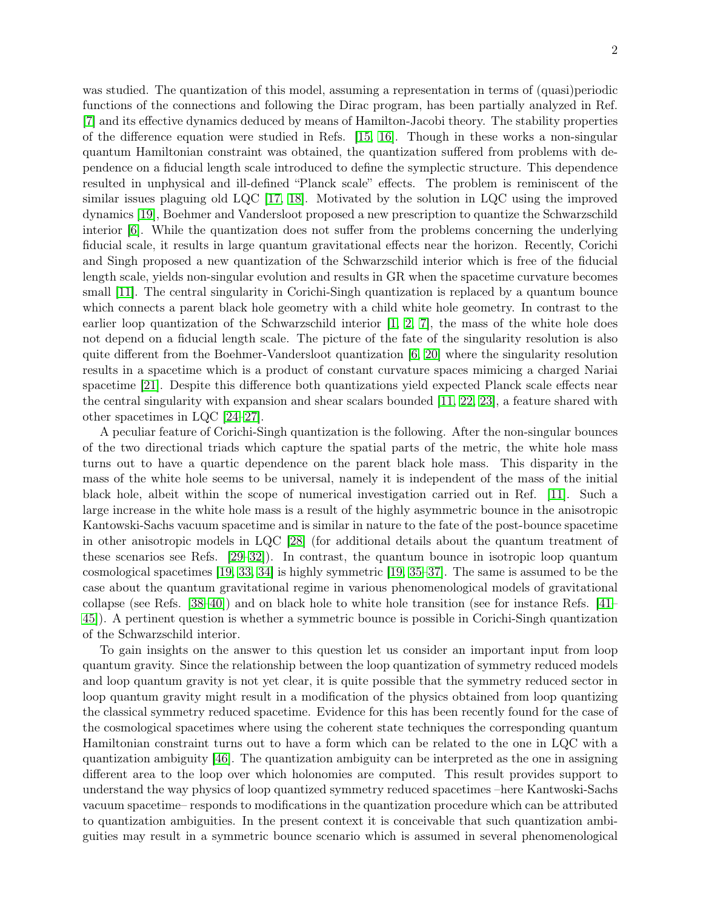was studied. The quantization of this model, assuming a representation in terms of (quasi)periodic functions of the connections and following the Dirac program, has been partially analyzed in Ref. [7] and its effective dynamics deduced by means of Hamilton-Jacobi theory. The stability properties of the difference equation were studied in Refs. [15, 16]. Though in these works a non-singular quantum Hamiltonian constraint was obtained, the quantization suffered from problems with dependence on a fiducial length scale introduced to define the symplectic structure. This dependence resulted in unphysical and ill-defined "Planck scale" effects. The problem is reminiscent of the similar issues plaguing old LQC [17, 18]. Motivated by the solution in LQC using the improved dynamics [19], Boehmer and Vandersloot proposed a new prescription to quantize the Schwarzschild interior [6]. While the quantization does not suffer from the problems concerning the underlying fiducial scale, it results in large quantum gravitational effects near the horizon. Recently, Corichi and Singh proposed a new quantization of the Schwarzschild interior which is free of the fiducial length scale, yields non-singular evolution and results in GR when the spacetime curvature becomes small [11]. The central singularity in Corichi-Singh quantization is replaced by a quantum bounce which connects a parent black hole geometry with a child white hole geometry. In contrast to the earlier loop quantization of the Schwarzschild interior [1, 2, 7], the mass of the white hole does not depend on a fiducial length scale. The picture of the fate of the singularity resolution is also quite different from the Boehmer-Vandersloot quantization [6, 20] where the singularity resolution results in a spacetime which is a product of constant curvature spaces mimicing a charged Nariai spacetime [21]. Despite this difference both quantizations yield expected Planck scale effects near the central singularity with expansion and shear scalars bounded [11, 22, 23], a feature shared with other spacetimes in LQC [24–27].

A peculiar feature of Corichi-Singh quantization is the following. After the non-singular bounces of the two directional triads which capture the spatial parts of the metric, the white hole mass turns out to have a quartic dependence on the parent black hole mass. This disparity in the mass of the white hole seems to be universal, namely it is independent of the mass of the initial black hole, albeit within the scope of numerical investigation carried out in Ref. [11]. Such a large increase in the white hole mass is a result of the highly asymmetric bounce in the anisotropic Kantowski-Sachs vacuum spacetime and is similar in nature to the fate of the post-bounce spacetime in other anisotropic models in LQC [28] (for additional details about the quantum treatment of these scenarios see Refs. [29–32]). In contrast, the quantum bounce in isotropic loop quantum cosmological spacetimes [19, 33, 34] is highly symmetric [19, 35–37]. The same is assumed to be the case about the quantum gravitational regime in various phenomenological models of gravitational collapse (see Refs. [38–40]) and on black hole to white hole transition (see for instance Refs. [41–45]). A pertinent question is whether a symmetric bounce is possible in Corichi-Singh quantization of the Schwarzschild interior.

To gain insights on the answer to this question let us consider an important input from loop quantum gravity. Since the relationship between the loop quantization of symmetry reduced models and loop quantum gravity is not yet clear, it is quite possible that the symmetry reduced sector in loop quantum gravity might result in a modification of the physics obtained from loop quantizing the classical symmetry reduced spacetime. Evidence for this has been recently found for the case of the cosmological spacetimes where using the coherent state techniques the corresponding quantum Hamiltonian constraint turns out to have a form which can be related to the one in LQC with a quantization ambiguity [46]. The quantization ambiguity can be interpreted as the one in assigning different area to the loop over which holonomies are computed. This result provides support to understand the way physics of loop quantized symmetry reduced spacetimes –here Kantwoski-Sachs vacuum spacetime– responds to modifications in the quantization procedure which can be attributed to quantization ambiguities. In the present context it is conceivable that such quantization ambiguities may result in a symmetric bounce scenario which is assumed in several phenomenological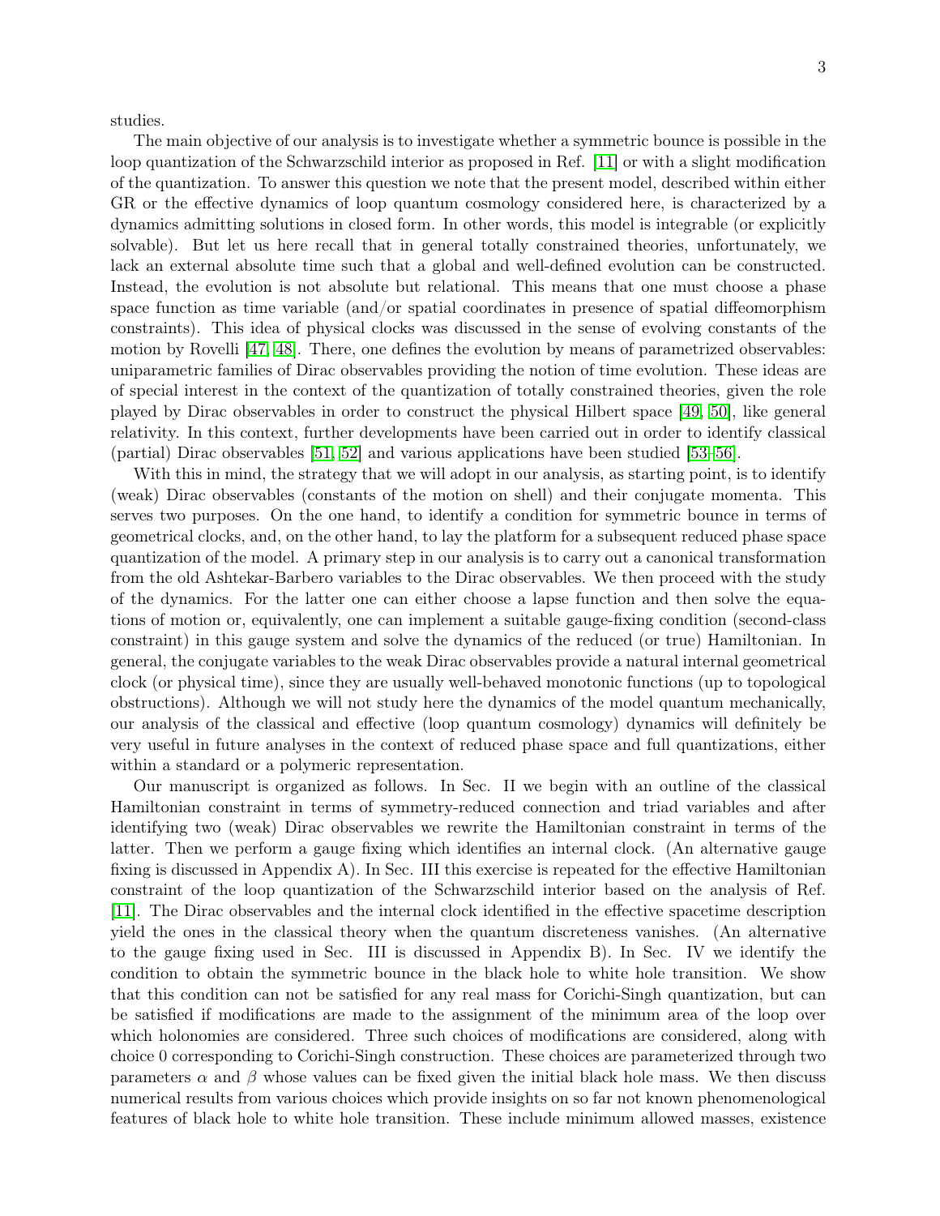studies.

The main objective of our analysis is to investigate whether a symmetric bounce is possible in the loop quantization of the Schwarzschild interior as proposed in Ref. [11] or with a slight modification of the quantization. To answer this question we note that the present model, described within either GR or the effective dynamics of loop quantum cosmology considered here, is characterized by a dynamics admitting solutions in closed form. In other words, this model is integrable (or explicitly solvable). But let us here recall that in general totally constrained theories, unfortunately, we lack an external absolute time such that a global and well-defined evolution can be constructed. Instead, the evolution is not absolute but relational. This means that one must choose a phase space function as time variable (and/or spatial coordinates in presence of spatial diffeomorphism constraints). This idea of physical clocks was discussed in the sense of evolving constants of the motion by Rovelli [47, 48]. There, one defines the evolution by means of parametrized observables: uniparametric families of Dirac observables providing the notion of time evolution. These ideas are of special interest in the context of the quantization of totally constrained theories, given the role played by Dirac observables in order to construct the physical Hilbert space [49, 50], like general relativity. In this context, further developments have been carried out in order to identify classical (partial) Dirac observables [51, 52] and various applications have been studied [53–56].

With this in mind, the strategy that we will adopt in our analysis, as starting point, is to identify (weak) Dirac observables (constants of the motion on shell) and their conjugate momenta. This serves two purposes. On the one hand, to identify a condition for symmetric bounce in terms of geometrical clocks, and, on the other hand, to lay the platform for a subsequent reduced phase space quantization of the model. A primary step in our analysis is to carry out a canonical transformation from the old Ashtekar-Barbero variables to the Dirac observables. We then proceed with the study of the dynamics. For the latter one can either choose a lapse function and then solve the equations of motion or, equivalently, one can implement a suitable gauge-fixing condition (second-class constraint) in this gauge system and solve the dynamics of the reduced (or true) Hamiltonian. In general, the conjugate variables to the weak Dirac observables provide a natural internal geometrical clock (or physical time), since they are usually well-behaved monotonic functions (up to topological obstructions). Although we will not study here the dynamics of the model quantum mechanically, our analysis of the classical and effective (loop quantum cosmology) dynamics will definitely be very useful in future analyses in the context of reduced phase space and full quantizations, either within a standard or a polymeric representation.

Our manuscript is organized as follows. In Sec. II we begin with an outline of the classical Hamiltonian constraint in terms of symmetry-reduced connection and triad variables and after identifying two (weak) Dirac observables we rewrite the Hamiltonian constraint in terms of the latter. Then we perform a gauge fixing which identifies an internal clock. (An alternative gauge fixing is discussed in Appendix A). In Sec. III this exercise is repeated for the effective Hamiltonian constraint of the loop quantization of the Schwarzschild interior based on the analysis of Ref. [11]. The Dirac observables and the internal clock identified in the effective spacetime description yield the ones in the classical theory when the quantum discreteness vanishes. (An alternative to the gauge fixing used in Sec. III is discussed in Appendix B). In Sec. IV we identify the condition to obtain the symmetric bounce in the black hole to white hole transition. We show that this condition can not be satisfied for any real mass for Corichi-Singh quantization, but can be satisfied if modifications are made to the assignment of the minimum area of the loop over which holonomies are considered. Three such choices of modifications are considered, along with choice 0 corresponding to Corichi-Singh construction. These choices are parameterized through two parameters $\alpha$ and $\beta$ whose values can be fixed given the initial black hole mass. We then discuss numerical results from various choices which provide insights on so far not known phenomenological features of black hole to white hole transition. These include minimum allowed masses, existence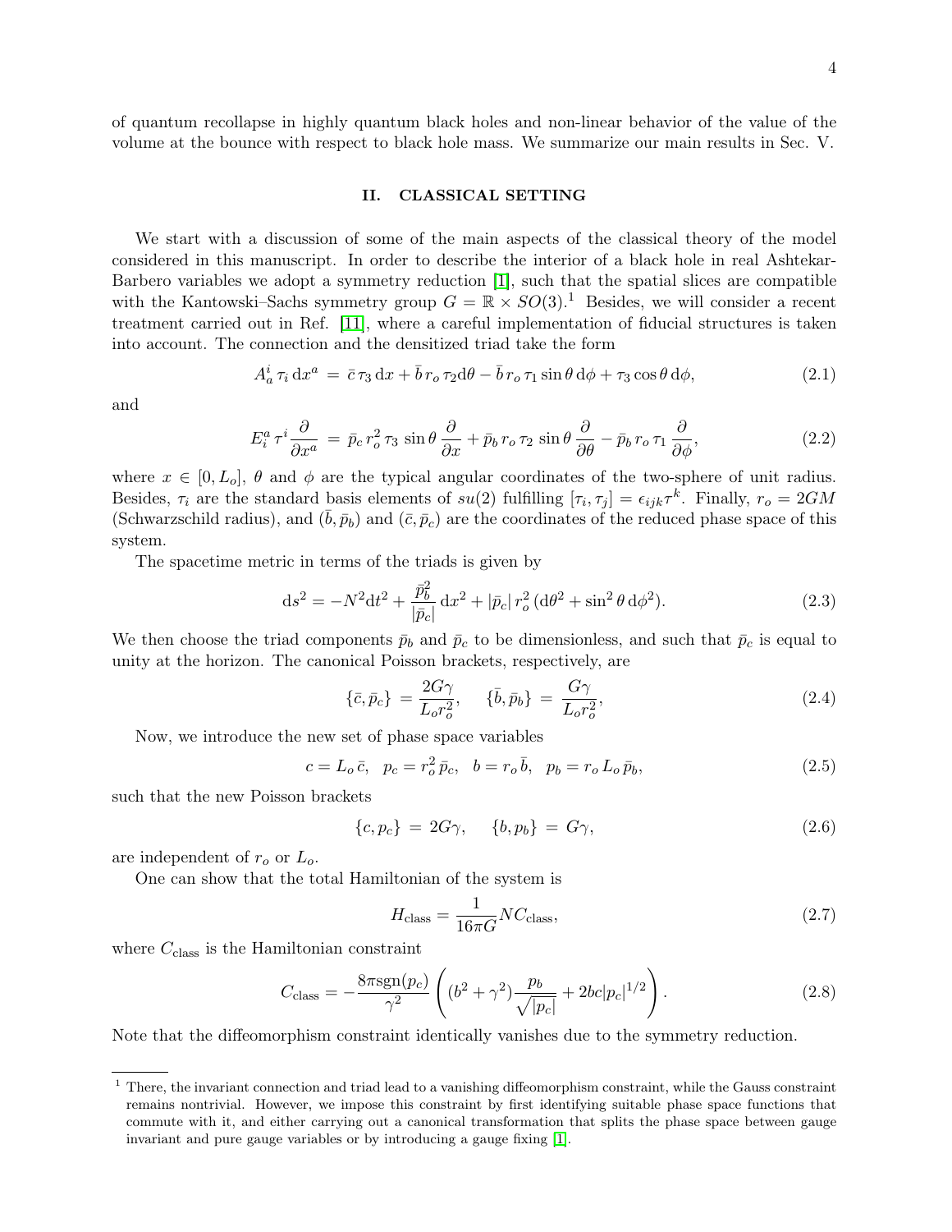of quantum recollapse in highly quantum black holes and non-linear behavior of the value of the volume at the bounce with respect to black hole mass. We summarize our main results in Sec. V.

## II. CLASSICAL SETTING

We start with a discussion of some of the main aspects of the classical theory of the model considered in this manuscript. In order to describe the interior of a black hole in real Ashtekar-Barbero variables we adopt a symmetry reduction [1], such that the spatial slices are compatible with the Kantowski–Sachs symmetry group $G = \mathbb{R} \times SO(3)$.[1] Besides, we will consider a recent treatment carried out in Ref. [11], where a careful implementation of fiducial structures is taken into account. The connection and the densitized triad take the form

$$A_a^i\,\tau_i\,\mathrm{d}x^a \;=\; \bar{c}\,\tau_3\,\mathrm{d}x + \bar{b}\,r_o\,\tau_2\mathrm{d}\theta - \bar{b}\,r_o\,\tau_1\sin\theta\,\mathrm{d}\phi + \tau_3\cos\theta\,\mathrm{d}\phi, \tag{2.1}$$

and

$$E_i^a\,\tau^i\frac{\partial}{\partial x^a} \;=\; \bar{p}_c\,r_o^2\,\tau_3\,\sin\theta\,\frac{\partial}{\partial x} + \bar{p}_b\,r_o\,\tau_2\,\sin\theta\,\frac{\partial}{\partial\theta} - \bar{p}_b\,r_o\,\tau_1\,\frac{\partial}{\partial\phi}, \tag{2.2}$$

where $x \in [0, L_o]$, $\theta$ and $\phi$ are the typical angular coordinates of the two-sphere of unit radius. Besides, $\tau_i$ are the standard basis elements of $su(2)$ fulfilling $[\tau_i, \tau_j] = \epsilon_{ijk}\tau^k$. Finally, $r_o = 2GM$ (Schwarzschild radius), and $(\bar{b}, \bar{p}_b)$ and $(\bar{c}, \bar{p}_c)$ are the coordinates of the reduced phase space of this system.

The spacetime metric in terms of the triads is given by

$$\mathrm{d}s^2 = -N^2\mathrm{d}t^2 + \frac{\bar{p}_b^2}{|\bar{p}_c|}\,\mathrm{d}x^2 + |\bar{p}_c|\,r_o^2\,(\mathrm{d}\theta^2 + \sin^2\theta\,\mathrm{d}\phi^2). \tag{2.3}$$

We then choose the triad components $\bar{p}_b$ and $\bar{p}_c$ to be dimensionless, and such that $\bar{p}_c$ is equal to unity at the horizon. The canonical Poisson brackets, respectively, are

$$\{\bar{c}, \bar{p}_c\} \;=\; \frac{2G\gamma}{L_o r_o^2}, \qquad \{\bar{b}, \bar{p}_b\} \;=\; \frac{G\gamma}{L_o r_o^2}, \tag{2.4}$$

Now, we introduce the new set of phase space variables

$$c = L_o\,\bar{c}, \quad p_c = r_o^2\,\bar{p}_c, \quad b = r_o\,\bar{b}, \quad p_b = r_o\,L_o\,\bar{p}_b, \tag{2.5}$$

such that the new Poisson brackets

$$\{c, p_c\} \;=\; 2G\gamma, \qquad \{b, p_b\} \;=\; G\gamma, \tag{2.6}$$

are independent of $r_o$ or $L_o$.

One can show that the total Hamiltonian of the system is

$$H_{\mathrm{class}} = \frac{1}{16\pi G}N C_{\mathrm{class}}, \tag{2.7}$$

where $C_{\mathrm{class}}$ is the Hamiltonian constraint

$$C_{\mathrm{class}} = -\frac{8\pi\,\mathrm{sgn}(p_c)}{\gamma^2}\left((b^2 + \gamma^2)\frac{p_b}{\sqrt{|p_c|}} + 2bc|p_c|^{1/2}\right). \tag{2.8}$$

Note that the diffeomorphism constraint identically vanishes due to the symmetry reduction.

---

[1] There, the invariant connection and triad lead to a vanishing diffeomorphism constraint, while the Gauss constraint remains nontrivial. However, we impose this constraint by first identifying suitable phase space functions that commute with it, and either carrying out a canonical transformation that splits the phase space between gauge invariant and pure gauge variables or by introducing a gauge fixing [1].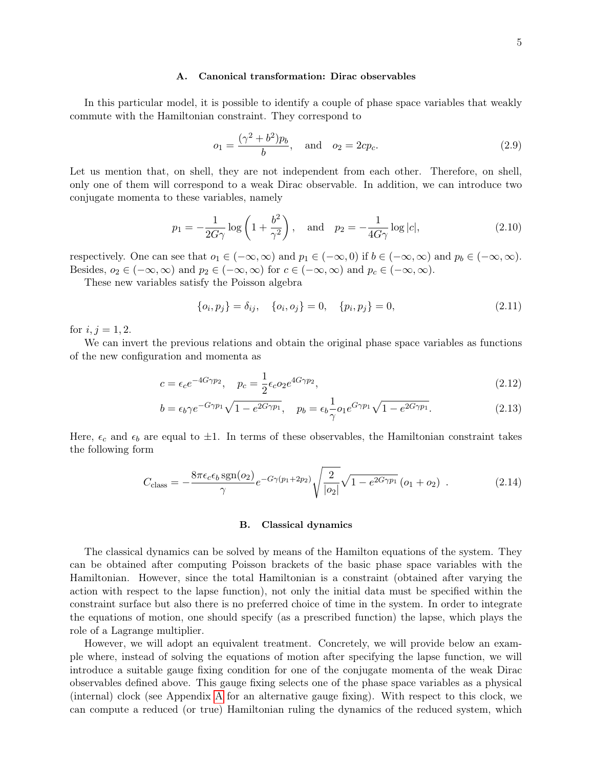### A. Canonical transformation: Dirac observables

In this particular model, it is possible to identify a couple of phase space variables that weakly commute with the Hamiltonian constraint. They correspond to

$$o_1 = \frac{(\gamma^2 + b^2)p_b}{b}, \quad \text{and} \quad o_2 = 2cp_c. \tag{2.9}$$

Let us mention that, on shell, they are not independent from each other. Therefore, on shell, only one of them will correspond to a weak Dirac observable. In addition, we can introduce two conjugate momenta to these variables, namely

$$p_1 = -\frac{1}{2G\gamma}\log\left(1 + \frac{b^2}{\gamma^2}\right), \quad \text{and} \quad p_2 = -\frac{1}{4G\gamma}\log|c|, \tag{2.10}$$

respectively. One can see that $o_1 \in (-\infty, \infty)$ and $p_1 \in (-\infty, 0)$ if $b \in (-\infty, \infty)$ and $p_b \in (-\infty, \infty)$. Besides, $o_2 \in (-\infty, \infty)$ and $p_2 \in (-\infty, \infty)$ for $c \in (-\infty, \infty)$ and $p_c \in (-\infty, \infty)$.

These new variables satisfy the Poisson algebra

$$\{o_i, p_j\} = \delta_{ij}, \quad \{o_i, o_j\} = 0, \quad \{p_i, p_j\} = 0, \tag{2.11}$$

for $i, j = 1, 2$.

We can invert the previous relations and obtain the original phase space variables as functions of the new configuration and momenta as

$$c = \epsilon_c e^{-4G\gamma p_2}, \quad p_c = \frac{1}{2}\epsilon_c o_2 e^{4G\gamma p_2}, \tag{2.12}$$

$$b = \epsilon_b \gamma e^{-G\gamma p_1}\sqrt{1 - e^{2G\gamma p_1}}, \quad p_b = \epsilon_b \frac{1}{\gamma} o_1 e^{G\gamma p_1}\sqrt{1 - e^{2G\gamma p_1}}. \tag{2.13}$$

Here, $\epsilon_c$ and $\epsilon_b$ are equal to $\pm 1$. In terms of these observables, the Hamiltonian constraint takes the following form

$$C_{\text{class}} = -\frac{8\pi\epsilon_c\epsilon_b\,\text{sgn}(o_2)}{\gamma} e^{-G\gamma(p_1 + 2p_2)}\sqrt{\frac{2}{|o_2|}}\sqrt{1 - e^{2G\gamma p_1}}\,(o_1 + o_2)\ . \tag{2.14}$$

### B. Classical dynamics

The classical dynamics can be solved by means of the Hamilton equations of the system. They can be obtained after computing Poisson brackets of the basic phase space variables with the Hamiltonian. However, since the total Hamiltonian is a constraint (obtained after varying the action with respect to the lapse function), not only the initial data must be specified within the constraint surface but also there is no preferred choice of time in the system. In order to integrate the equations of motion, one should specify (as a prescribed function) the lapse, which plays the role of a Lagrange multiplier.

However, we will adopt an equivalent treatment. Concretely, we will provide below an example where, instead of solving the equations of motion after specifying the lapse function, we will introduce a suitable gauge fixing condition for one of the conjugate momenta of the weak Dirac observables defined above. This gauge fixing selects one of the phase space variables as a physical (internal) clock (see Appendix A for an alternative gauge fixing). With respect to this clock, we can compute a reduced (or true) Hamiltonian ruling the dynamics of the reduced system, which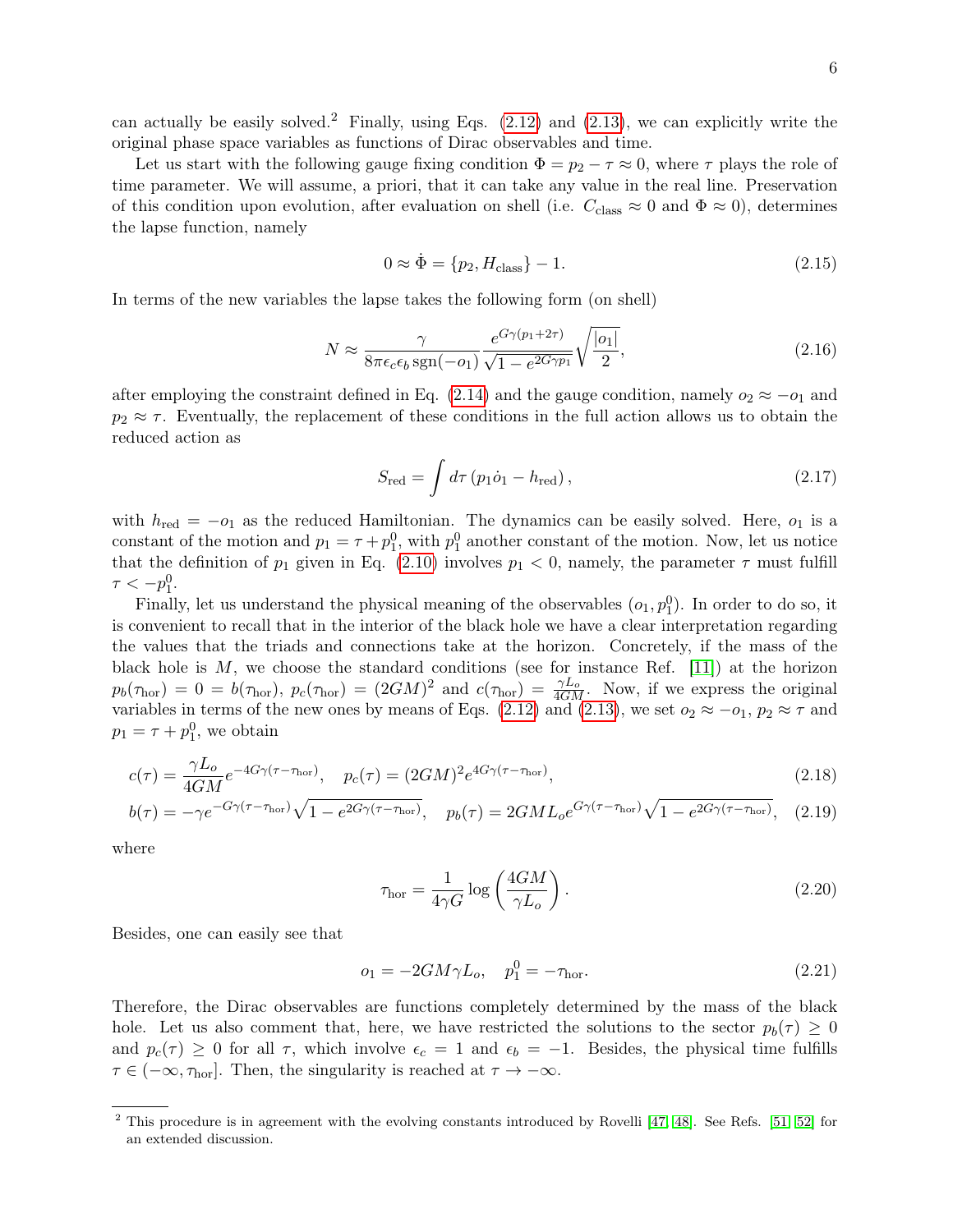can actually be easily solved.[2] Finally, using Eqs. (2.12) and (2.13), we can explicitly write the original phase space variables as functions of Dirac observables and time.

Let us start with the following gauge fixing condition $\Phi = p_2 - \tau \approx 0$, where $\tau$ plays the role of time parameter. We will assume, a priori, that it can take any value in the real line. Preservation of this condition upon evolution, after evaluation on shell (i.e. $C_{\rm class} \approx 0$ and $\Phi \approx 0$), determines the lapse function, namely

$$0 \approx \dot{\Phi} = \{p_2, H_{\rm class}\} - 1. \tag{2.15}$$

In terms of the new variables the lapse takes the following form (on shell)

$$N \approx \frac{\gamma}{8\pi\epsilon_c\epsilon_b\,{\rm sgn}(-o_1)} \frac{e^{G\gamma(p_1+2\tau)}}{\sqrt{1-e^{2G\gamma p_1}}}\sqrt{\frac{|o_1|}{2}}, \tag{2.16}$$

after employing the constraint defined in Eq. (2.14) and the gauge condition, namely $o_2 \approx -o_1$ and $p_2 \approx \tau$. Eventually, the replacement of these conditions in the full action allows us to obtain the reduced action as

$$S_{\rm red} = \int d\tau \left(p_1 \dot{o}_1 - h_{\rm red}\right), \tag{2.17}$$

with $h_{\rm red} = -o_1$ as the reduced Hamiltonian. The dynamics can be easily solved. Here, $o_1$ is a constant of the motion and $p_1 = \tau + p_1^0$, with $p_1^0$ another constant of the motion. Now, let us notice that the definition of $p_1$ given in Eq. (2.10) involves $p_1 < 0$, namely, the parameter $\tau$ must fulfill $\tau < -p_1^0$.

Finally, let us understand the physical meaning of the observables $(o_1, p_1^0)$. In order to do so, it is convenient to recall that in the interior of the black hole we have a clear interpretation regarding the values that the triads and connections take at the horizon. Concretely, if the mass of the black hole is $M$, we choose the standard conditions (see for instance Ref. [11]) at the horizon $p_b(\tau_{\rm hor}) = 0 = b(\tau_{\rm hor})$, $p_c(\tau_{\rm hor}) = (2GM)^2$ and $c(\tau_{\rm hor}) = \frac{\gamma L_o}{4GM}$. Now, if we express the original variables in terms of the new ones by means of Eqs. (2.12) and (2.13), we set $o_2 \approx -o_1$, $p_2 \approx \tau$ and $p_1 = \tau + p_1^0$, we obtain

$$c(\tau) = \frac{\gamma L_o}{4GM} e^{-4G\gamma(\tau-\tau_{\rm hor})}, \quad p_c(\tau) = (2GM)^2 e^{4G\gamma(\tau-\tau_{\rm hor})}, \tag{2.18}$$

$$b(\tau) = -\gamma e^{-G\gamma(\tau-\tau_{\rm hor})}\sqrt{1-e^{2G\gamma(\tau-\tau_{\rm hor})}}, \quad p_b(\tau) = 2GML_o e^{G\gamma(\tau-\tau_{\rm hor})}\sqrt{1-e^{2G\gamma(\tau-\tau_{\rm hor})}}, \tag{2.19}$$

where

$$\tau_{\rm hor} = \frac{1}{4\gamma G}\log\left(\frac{4GM}{\gamma L_o}\right). \tag{2.20}$$

Besides, one can easily see that

$$o_1 = -2GM\gamma L_o, \quad p_1^0 = -\tau_{\rm hor}. \tag{2.21}$$

Therefore, the Dirac observables are functions completely determined by the mass of the black hole. Let us also comment that, here, we have restricted the solutions to the sector $p_b(\tau) \geq 0$ and $p_c(\tau) \geq 0$ for all $\tau$, which involve $\epsilon_c = 1$ and $\epsilon_b = -1$. Besides, the physical time fulfills $\tau \in (-\infty, \tau_{\rm hor}]$. Then, the singularity is reached at $\tau \to -\infty$.

[2] This procedure is in agreement with the evolving constants introduced by Rovelli [47, 48]. See Refs. [51, 52] for an extended discussion.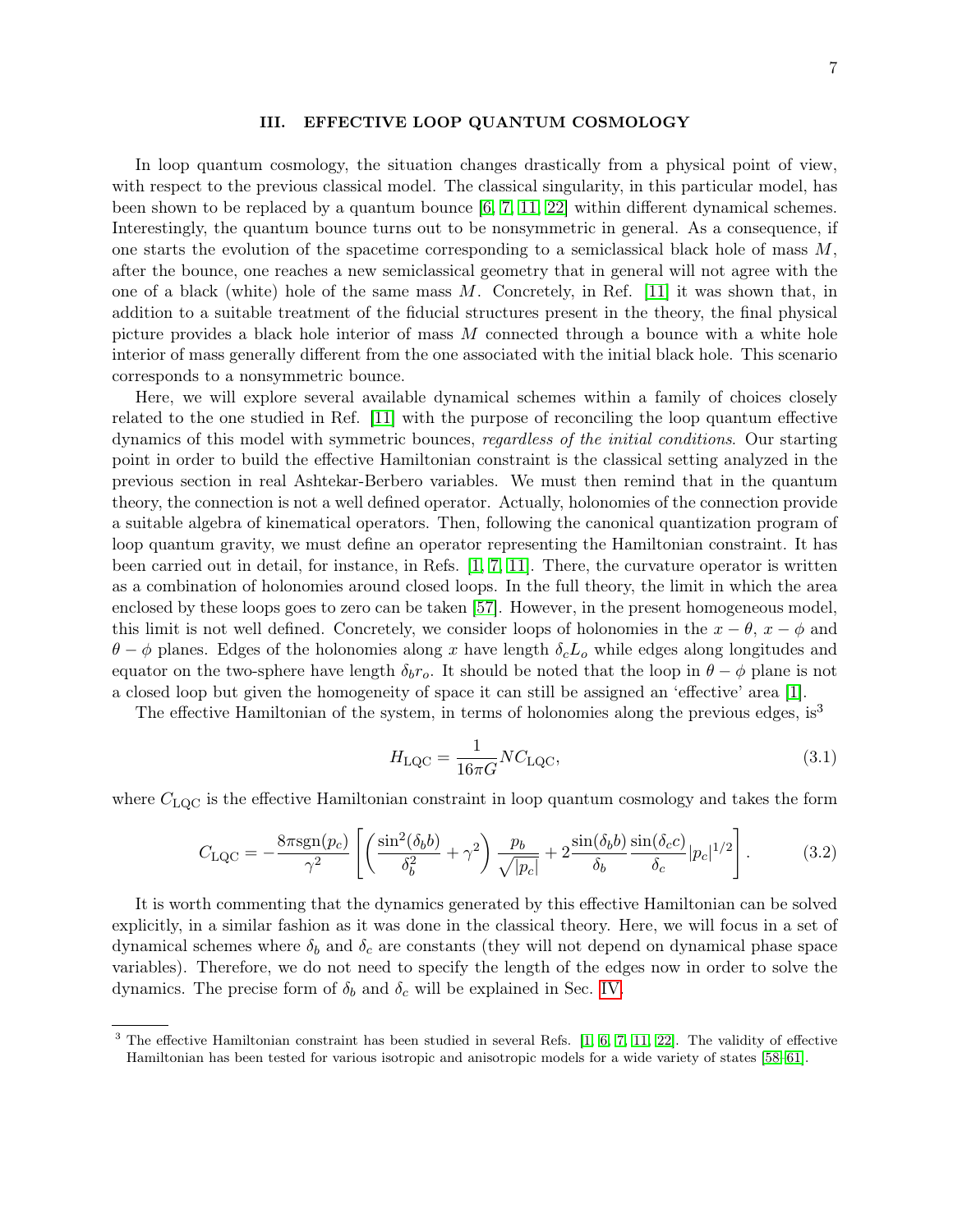## III. EFFECTIVE LOOP QUANTUM COSMOLOGY

In loop quantum cosmology, the situation changes drastically from a physical point of view, with respect to the previous classical model. The classical singularity, in this particular model, has been shown to be replaced by a quantum bounce [6, 7, 11, 22] within different dynamical schemes. Interestingly, the quantum bounce turns out to be nonsymmetric in general. As a consequence, if one starts the evolution of the spacetime corresponding to a semiclassical black hole of mass $M$, after the bounce, one reaches a new semiclassical geometry that in general will not agree with the one of a black (white) hole of the same mass $M$. Concretely, in Ref. [11] it was shown that, in addition to a suitable treatment of the fiducial structures present in the theory, the final physical picture provides a black hole interior of mass $M$ connected through a bounce with a white hole interior of mass generally different from the one associated with the initial black hole. This scenario corresponds to a nonsymmetric bounce.

Here, we will explore several available dynamical schemes within a family of choices closely related to the one studied in Ref. [11] with the purpose of reconciling the loop quantum effective dynamics of this model with symmetric bounces, *regardless of the initial conditions*. Our starting point in order to build the effective Hamiltonian constraint is the classical setting analyzed in the previous section in real Ashtekar-Berbero variables. We must then remind that in the quantum theory, the connection is not a well defined operator. Actually, holonomies of the connection provide a suitable algebra of kinematical operators. Then, following the canonical quantization program of loop quantum gravity, we must define an operator representing the Hamiltonian constraint. It has been carried out in detail, for instance, in Refs. [1, 7, 11]. There, the curvature operator is written as a combination of holonomies around closed loops. In the full theory, the limit in which the area enclosed by these loops goes to zero can be taken [57]. However, in the present homogeneous model, this limit is not well defined. Concretely, we consider loops of holonomies in the $x-\theta$, $x-\phi$ and $\theta-\phi$ planes. Edges of the holonomies along $x$ have length $\delta_c L_o$ while edges along longitudes and equator on the two-sphere have length $\delta_b r_o$. It should be noted that the loop in $\theta-\phi$ plane is not a closed loop but given the homogeneity of space it can still be assigned an 'effective' area [1].

The effective Hamiltonian of the system, in terms of holonomies along the previous edges, is[3]

$$H_{\rm LQC} = \frac{1}{16\pi G} N C_{\rm LQC}, \tag{3.1}$$

where $C_{\rm LQC}$ is the effective Hamiltonian constraint in loop quantum cosmology and takes the form

$$C_{\rm LQC} = -\frac{8\pi \mathrm{sgn}(p_c)}{\gamma^2}\left[\left(\frac{\sin^2(\delta_b b)}{\delta_b^2}+\gamma^2\right)\frac{p_b}{\sqrt{|p_c|}} + 2\frac{\sin(\delta_b b)}{\delta_b}\frac{\sin(\delta_c c)}{\delta_c}|p_c|^{1/2}\right]. \tag{3.2}$$

It is worth commenting that the dynamics generated by this effective Hamiltonian can be solved explicitly, in a similar fashion as it was done in the classical theory. Here, we will focus in a set of dynamical schemes where $\delta_b$ and $\delta_c$ are constants (they will not depend on dynamical phase space variables). Therefore, we do not need to specify the length of the edges now in order to solve the dynamics. The precise form of $\delta_b$ and $\delta_c$ will be explained in Sec. IV.

---

[3] The effective Hamiltonian constraint has been studied in several Refs. [1, 6, 7, 11, 22]. The validity of effective Hamiltonian has been tested for various isotropic and anisotropic models for a wide variety of states [58–61].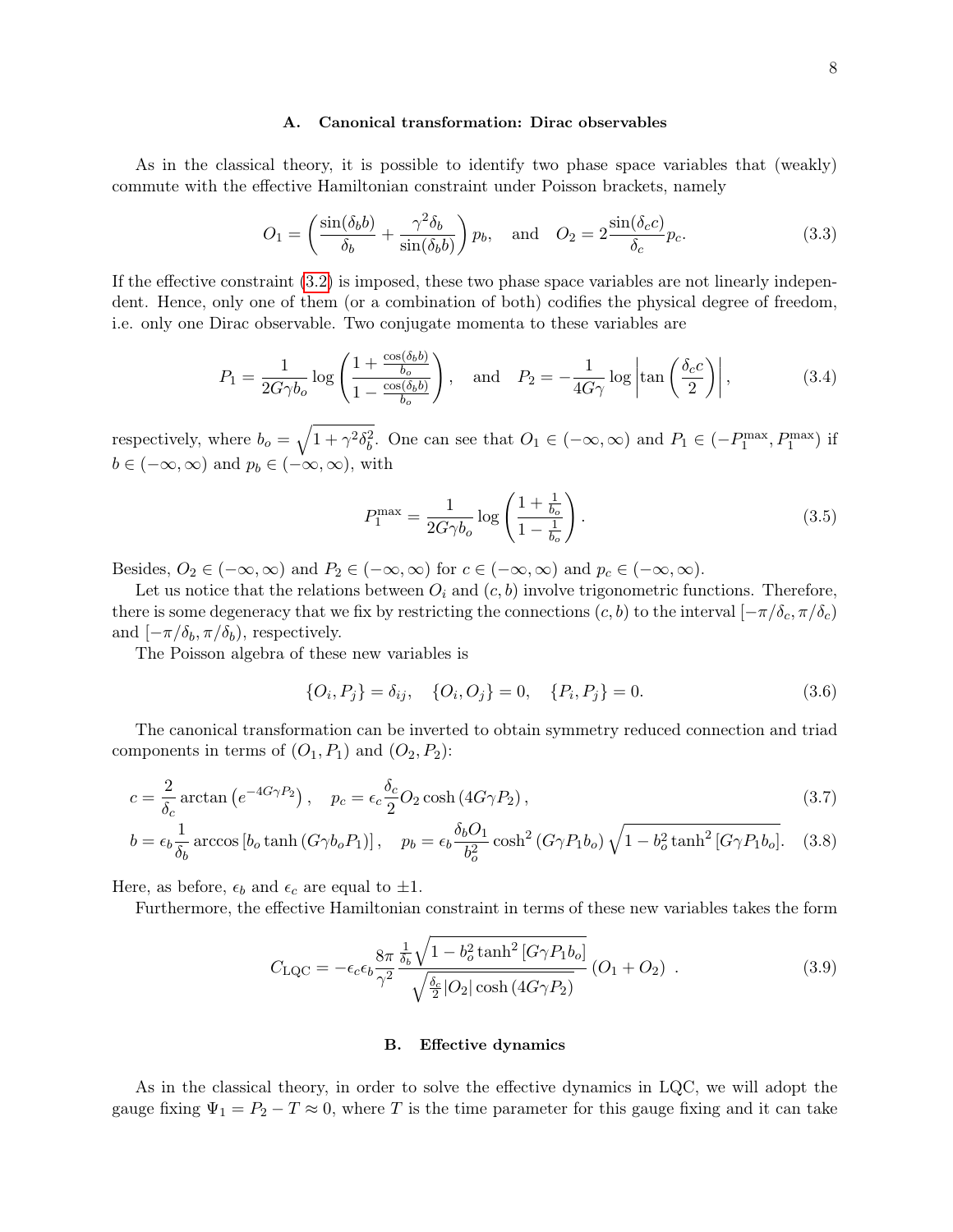### A. Canonical transformation: Dirac observables

As in the classical theory, it is possible to identify two phase space variables that (weakly) commute with the effective Hamiltonian constraint under Poisson brackets, namely

$$O_1 = \left(\frac{\sin(\delta_b b)}{\delta_b} + \frac{\gamma^2 \delta_b}{\sin(\delta_b b)}\right) p_b, \quad \text{and} \quad O_2 = 2\frac{\sin(\delta_c c)}{\delta_c} p_c. \tag{3.3}$$

If the effective constraint (3.2) is imposed, these two phase space variables are not linearly independent. Hence, only one of them (or a combination of both) codifies the physical degree of freedom, i.e. only one Dirac observable. Two conjugate momenta to these variables are

$$P_1 = \frac{1}{2G\gamma b_o} \log\left(\frac{1+\frac{\cos(\delta_b b)}{b_o}}{1-\frac{\cos(\delta_b b)}{b_o}}\right), \quad \text{and} \quad P_2 = -\frac{1}{4G\gamma}\log\left|\tan\left(\frac{\delta_c c}{2}\right)\right|, \tag{3.4}$$

respectively, where $b_o = \sqrt{1+\gamma^2\delta_b^2}$. One can see that $O_1 \in (-\infty, \infty)$ and $P_1 \in (-P_1^{\max}, P_1^{\max})$ if $b \in (-\infty, \infty)$ and $p_b \in (-\infty, \infty)$, with

$$P_1^{\max} = \frac{1}{2G\gamma b_o} \log\left(\frac{1+\frac{1}{b_o}}{1-\frac{1}{b_o}}\right). \tag{3.5}$$

Besides, $O_2 \in (-\infty, \infty)$ and $P_2 \in (-\infty, \infty)$ for $c \in (-\infty, \infty)$ and $p_c \in (-\infty, \infty)$.

Let us notice that the relations between $O_i$ and $(c, b)$ involve trigonometric functions. Therefore, there is some degeneracy that we fix by restricting the connections $(c, b)$ to the interval $[-\pi/\delta_c, \pi/\delta_c)$ and $[-\pi/\delta_b, \pi/\delta_b)$, respectively.

The Poisson algebra of these new variables is

$$\{O_i, P_j\} = \delta_{ij}, \quad \{O_i, O_j\} = 0, \quad \{P_i, P_j\} = 0. \tag{3.6}$$

The canonical transformation can be inverted to obtain symmetry reduced connection and triad components in terms of $(O_1, P_1)$ and $(O_2, P_2)$:

$$c = \frac{2}{\delta_c}\arctan\left(e^{-4G\gamma P_2}\right), \quad p_c = \epsilon_c \frac{\delta_c}{2} O_2 \cosh\left(4G\gamma P_2\right), \tag{3.7}$$

$$b = \epsilon_b \frac{1}{\delta_b}\arccos\left[b_o \tanh\left(G\gamma b_o P_1\right)\right], \quad p_b = \epsilon_b \frac{\delta_b O_1}{b_o^2}\cosh^2\left(G\gamma P_1 b_o\right)\sqrt{1-b_o^2\tanh^2\left[G\gamma P_1 b_o\right]}. \tag{3.8}$$

Here, as before, $\epsilon_b$ and $\epsilon_c$ are equal to $\pm 1$.

Furthermore, the effective Hamiltonian constraint in terms of these new variables takes the form

$$C_{\text{LQC}} = -\epsilon_c\epsilon_b \frac{8\pi}{\gamma^2}\frac{\frac{1}{\delta_b}\sqrt{1-b_o^2\tanh^2\left[G\gamma P_1 b_o\right]}}{\sqrt{\frac{\delta_c}{2}|O_2|\cosh\left(4G\gamma P_2\right)}}\left(O_1 + O_2\right). \tag{3.9}$$

### B. Effective dynamics

As in the classical theory, in order to solve the effective dynamics in LQC, we will adopt the gauge fixing $\Psi_1 = P_2 - T \approx 0$, where $T$ is the time parameter for this gauge fixing and it can take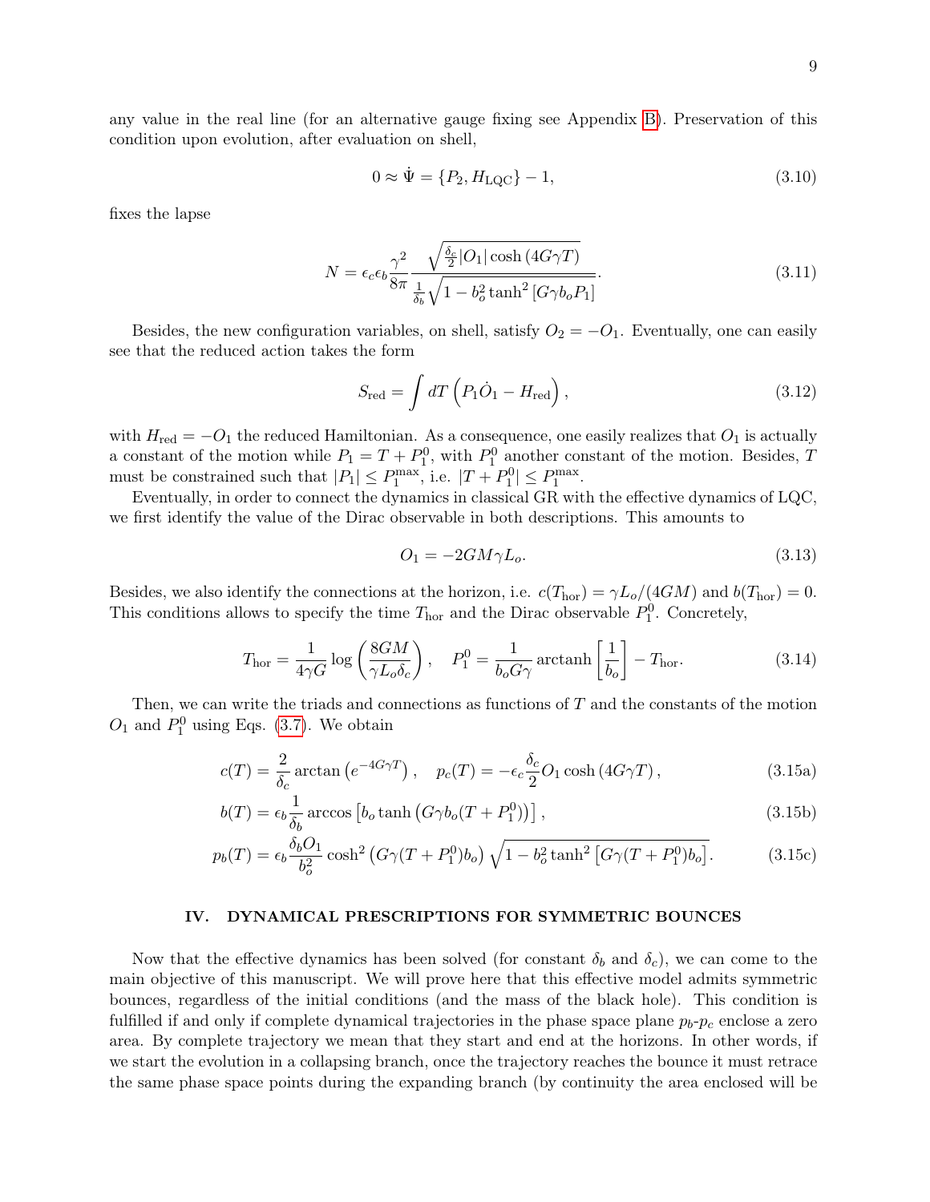any value in the real line (for an alternative gauge fixing see Appendix B). Preservation of this condition upon evolution, after evaluation on shell,

$$0 \approx \dot{\Psi} = \{P_2, H_{\rm LQC}\} - 1, \tag{3.10}$$

fixes the lapse

$$N = \epsilon_c \epsilon_b \frac{\gamma^2}{8\pi} \frac{\sqrt{\frac{\delta_c}{2}|O_1|\cosh\left(4G\gamma T\right)}}{\frac{1}{\delta_b}\sqrt{1 - b_o^2 \tanh^2\left[G\gamma b_o P_1\right]}}. \tag{3.11}$$

Besides, the new configuration variables, on shell, satisfy $O_2 = -O_1$. Eventually, one can easily see that the reduced action takes the form

$$S_{\rm red} = \int dT \left(P_1 \dot{O}_1 - H_{\rm red}\right), \tag{3.12}$$

with $H_{\rm red} = -O_1$ the reduced Hamiltonian. As a consequence, one easily realizes that $O_1$ is actually a constant of the motion while $P_1 = T + P_1^0$, with $P_1^0$ another constant of the motion. Besides, $T$ must be constrained such that $|P_1| \leq P_1^{\rm max}$, i.e. $|T + P_1^0| \leq P_1^{\rm max}$.

Eventually, in order to connect the dynamics in classical GR with the effective dynamics of LQC, we first identify the value of the Dirac observable in both descriptions. This amounts to

$$O_1 = -2GM\gamma L_o. \tag{3.13}$$

Besides, we also identify the connections at the horizon, i.e. $c(T_{\rm hor}) = \gamma L_o/(4GM)$ and $b(T_{\rm hor}) = 0$. This conditions allows to specify the time $T_{\rm hor}$ and the Dirac observable $P_1^0$. Concretely,

$$T_{\rm hor} = \frac{1}{4\gamma G}\log\left(\frac{8GM}{\gamma L_o \delta_c}\right), \quad P_1^0 = \frac{1}{b_o G\gamma}\operatorname{arctanh}\left[\frac{1}{b_o}\right] - T_{\rm hor}. \tag{3.14}$$

Then, we can write the triads and connections as functions of $T$ and the constants of the motion $O_1$ and $P_1^0$ using Eqs. (3.7). We obtain

$$c(T) = \frac{2}{\delta_c}\arctan\left(e^{-4G\gamma T}\right), \quad p_c(T) = -\epsilon_c \frac{\delta_c}{2} O_1 \cosh\left(4G\gamma T\right), \tag{3.15a}$$

$$b(T) = \epsilon_b \frac{1}{\delta_b}\arccos\left[b_o \tanh\left(G\gamma b_o (T + P_1^0)\right)\right], \tag{3.15b}$$

$$p_b(T) = \epsilon_b \frac{\delta_b O_1}{b_o^2}\cosh^2\left(G\gamma (T + P_1^0) b_o\right)\sqrt{1 - b_o^2 \tanh^2\left[G\gamma (T + P_1^0) b_o\right]}. \tag{3.15c}$$

## IV. DYNAMICAL PRESCRIPTIONS FOR SYMMETRIC BOUNCES

Now that the effective dynamics has been solved (for constant $\delta_b$ and $\delta_c$), we can come to the main objective of this manuscript. We will prove here that this effective model admits symmetric bounces, regardless of the initial conditions (and the mass of the black hole). This condition is fulfilled if and only if complete dynamical trajectories in the phase space plane $p_b$-$p_c$ enclose a zero area. By complete trajectory we mean that they start and end at the horizons. In other words, if we start the evolution in a collapsing branch, once the trajectory reaches the bounce it must retrace the same phase space points during the expanding branch (by continuity the area enclosed will be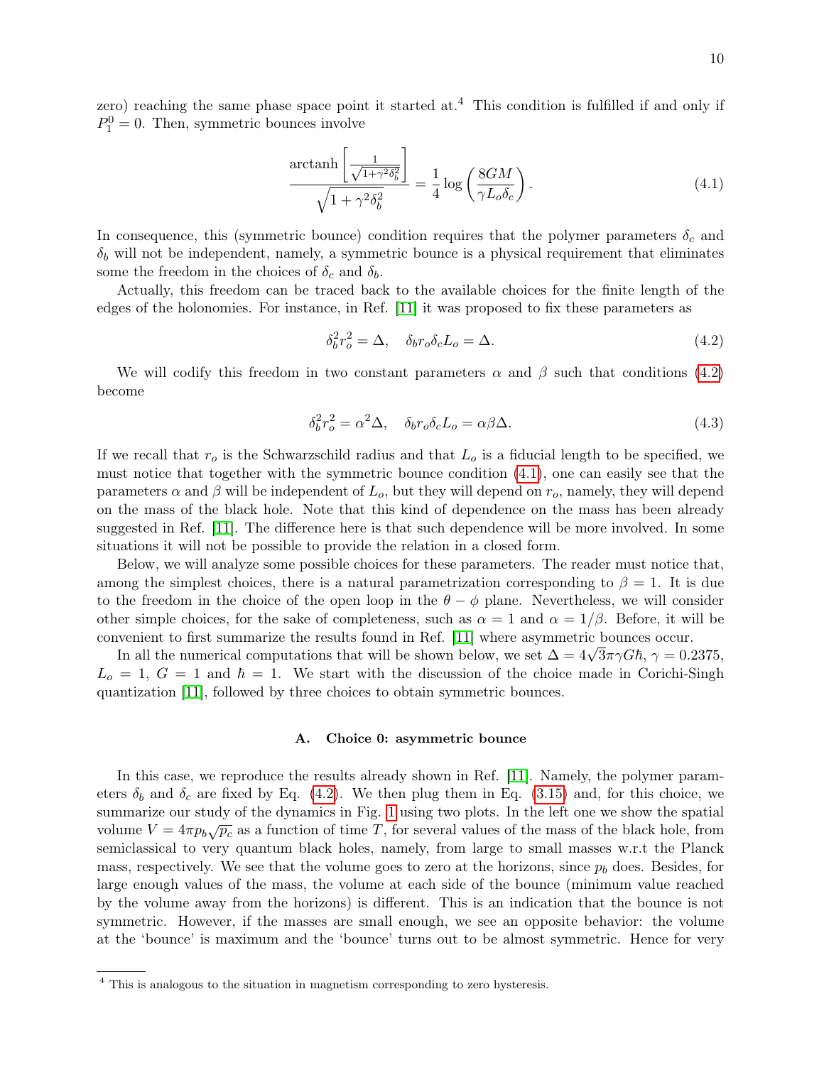zero) reaching the same phase space point it started at.[4] This condition is fulfilled if and only if $P_1^0 = 0$. Then, symmetric bounces involve

$$\frac{\operatorname{arctanh}\left[\frac{1}{\sqrt{1+\gamma^2\delta_b^2}}\right]}{\sqrt{1+\gamma^2\delta_b^2}} = \frac{1}{4}\log\left(\frac{8GM}{\gamma L_o \delta_c}\right). \tag{4.1}$$

In consequence, this (symmetric bounce) condition requires that the polymer parameters $\delta_c$ and $\delta_b$ will not be independent, namely, a symmetric bounce is a physical requirement that eliminates some the freedom in the choices of $\delta_c$ and $\delta_b$.

Actually, this freedom can be traced back to the available choices for the finite length of the edges of the holonomies. For instance, in Ref. [11] it was proposed to fix these parameters as

$$\delta_b^2 r_o^2 = \Delta, \quad \delta_b r_o \delta_c L_o = \Delta. \tag{4.2}$$

We will codify this freedom in two constant parameters $\alpha$ and $\beta$ such that conditions (4.2) become

$$\delta_b^2 r_o^2 = \alpha^2 \Delta, \quad \delta_b r_o \delta_c L_o = \alpha\beta\Delta. \tag{4.3}$$

If we recall that $r_o$ is the Schwarzschild radius and that $L_o$ is a fiducial length to be specified, we must notice that together with the symmetric bounce condition (4.1), one can easily see that the parameters $\alpha$ and $\beta$ will be independent of $L_o$, but they will depend on $r_o$, namely, they will depend on the mass of the black hole. Note that this kind of dependence on the mass has been already suggested in Ref. [11]. The difference here is that such dependence will be more involved. In some situations it will not be possible to provide the relation in a closed form.

Below, we will analyze some possible choices for these parameters. The reader must notice that, among the simplest choices, there is a natural parametrization corresponding to $\beta = 1$. It is due to the freedom in the choice of the open loop in the $\theta - \phi$ plane. Nevertheless, we will consider other simple choices, for the sake of completeness, such as $\alpha = 1$ and $\alpha = 1/\beta$. Before, it will be convenient to first summarize the results found in Ref. [11] where asymmetric bounces occur.

In all the numerical computations that will be shown below, we set $\Delta = 4\sqrt{3}\pi\gamma G\hbar$, $\gamma = 0.2375$, $L_o = 1$, $G = 1$ and $\hbar = 1$. We start with the discussion of the choice made in Corichi-Singh quantization [11], followed by three choices to obtain symmetric bounces.

### A. Choice 0: asymmetric bounce

In this case, we reproduce the results already shown in Ref. [11]. Namely, the polymer parameters $\delta_b$ and $\delta_c$ are fixed by Eq. (4.2). We then plug them in Eq. (3.15) and, for this choice, we summarize our study of the dynamics in Fig. 1 using two plots. In the left one we show the spatial volume $V = 4\pi p_b\sqrt{p_c}$ as a function of time $T$, for several values of the mass of the black hole, from semiclassical to very quantum black holes, namely, from large to small masses w.r.t the Planck mass, respectively. We see that the volume goes to zero at the horizons, since $p_b$ does. Besides, for large enough values of the mass, the volume at each side of the bounce (minimum value reached by the volume away from the horizons) is different. This is an indication that the bounce is not symmetric. However, if the masses are small enough, we see an opposite behavior: the volume at the 'bounce' is maximum and the 'bounce' turns out to be almost symmetric. Hence for very

[4] This is analogous to the situation in magnetism corresponding to zero hysteresis.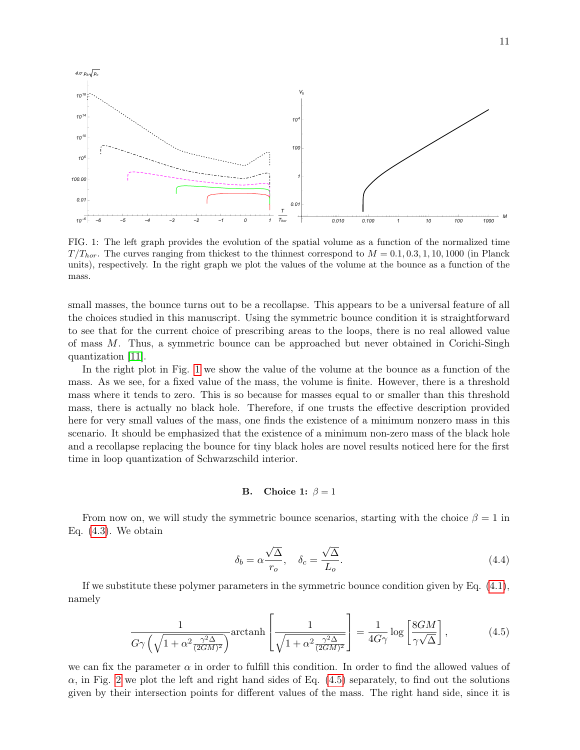FIG. 1: The left graph provides the evolution of the spatial volume as a function of the normalized time $T/T_{hor}$. The curves ranging from thickest to the thinnest correspond to $M = 0.1, 0.3, 1, 10, 1000$ (in Planck units), respectively. In the right graph we plot the values of the volume at the bounce as a function of the mass.

small masses, the bounce turns out to be a recollapse. This appears to be a universal feature of all the choices studied in this manuscript. Using the symmetric bounce condition it is straightforward to see that for the current choice of prescribing areas to the loops, there is no real allowed value of mass $M$. Thus, a symmetric bounce can be approached but never obtained in Corichi-Singh quantization [11].

In the right plot in Fig. 1 we show the value of the volume at the bounce as a function of the mass. As we see, for a fixed value of the mass, the volume is finite. However, there is a threshold mass where it tends to zero. This is so because for masses equal to or smaller than this threshold mass, there is actually no black hole. Therefore, if one trusts the effective description provided here for very small values of the mass, one finds the existence of a minimum nonzero mass in this scenario. It should be emphasized that the existence of a minimum non-zero mass of the black hole and a recollapse replacing the bounce for tiny black holes are novel results noticed here for the first time in loop quantization of Schwarzschild interior.

### B. Choice 1: $\beta = 1$

From now on, we will study the symmetric bounce scenarios, starting with the choice $\beta = 1$ in Eq. (4.3). We obtain

$$\delta_b = \alpha \frac{\sqrt{\Delta}}{r_o}, \quad \delta_c = \frac{\sqrt{\Delta}}{L_o}. \tag{4.4}$$

If we substitute these polymer parameters in the symmetric bounce condition given by Eq. (4.1), namely

$$\frac{1}{G\gamma\left(\sqrt{1+\alpha^2\frac{\gamma^2\Delta}{(2GM)^2}}\right)}\text{arctanh}\left[\frac{1}{\sqrt{1+\alpha^2\frac{\gamma^2\Delta}{(2GM)^2}}}\right] = \frac{1}{4G\gamma}\log\left[\frac{8GM}{\gamma\sqrt{\Delta}}\right], \tag{4.5}$$

we can fix the parameter $\alpha$ in order to fulfill this condition. In order to find the allowed values of $\alpha$, in Fig. 2 we plot the left and right hand sides of Eq. (4.5) separately, to find out the solutions given by their intersection points for different values of the mass. The right hand side, since it is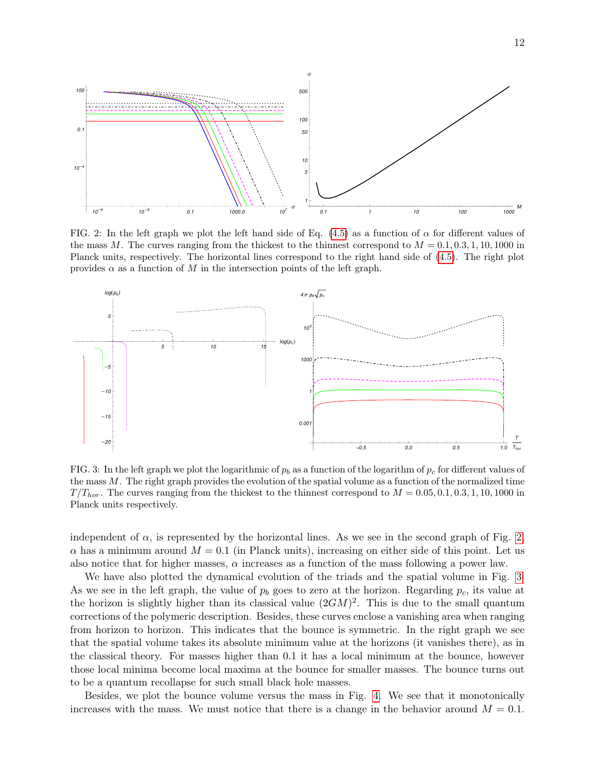FIG. 2: In the left graph we plot the left hand side of Eq. (4.5) as a function of $\alpha$ for different values of the mass $M$. The curves ranging from the thickest to the thinnest correspond to $M = 0.1, 0.3, 1, 10, 1000$ in Planck units, respectively. The horizontal lines correspond to the right hand side of (4.5). The right plot provides $\alpha$ as a function of $M$ in the intersection points of the left graph.

FIG. 3: In the left graph we plot the logarithmic of $p_b$ as a function of the logarithm of $p_c$ for different values of the mass $M$. The right graph provides the evolution of the spatial volume as a function of the normalized time $T/T_{hor}$. The curves ranging from the thickest to the thinnest correspond to $M = 0.05, 0.1, 0.3, 1, 10, 1000$ in Planck units respectively.

independent of $\alpha$, is represented by the horizontal lines. As we see in the second graph of Fig. 2, $\alpha$ has a minimum around $M = 0.1$ (in Planck units), increasing on either side of this point. Let us also notice that for higher masses, $\alpha$ increases as a function of the mass following a power law.

We have also plotted the dynamical evolution of the triads and the spatial volume in Fig. 3. As we see in the left graph, the value of $p_b$ goes to zero at the horizon. Regarding $p_c$, its value at the horizon is slightly higher than its classical value $(2GM)^2$. This is due to the small quantum corrections of the polymeric description. Besides, these curves enclose a vanishing area when ranging from horizon to horizon. This indicates that the bounce is symmetric. In the right graph we see that the spatial volume takes its absolute minimum value at the horizons (it vanishes there), as in the classical theory. For masses higher than 0.1 it has a local minimum at the bounce, however those local minima become local maxima at the bounce for smaller masses. The bounce turns out to be a quantum recollapse for such small black hole masses.

Besides, we plot the bounce volume versus the mass in Fig. 4. We see that it monotonically increases with the mass. We must notice that there is a change in the behavior around $M = 0.1$.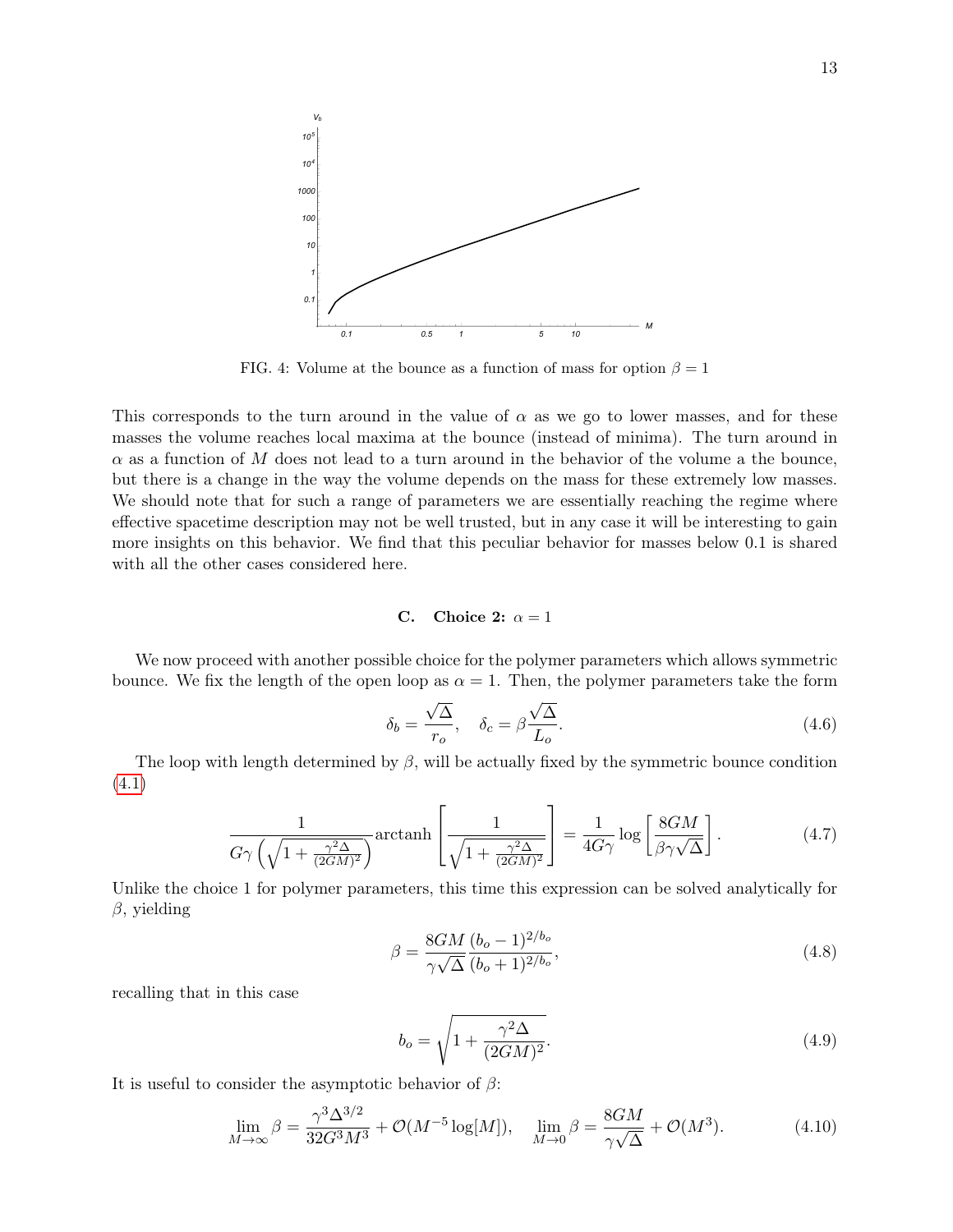FIG. 4: Volume at the bounce as a function of mass for option $\beta = 1$

This corresponds to the turn around in the value of $\alpha$ as we go to lower masses, and for these masses the volume reaches local maxima at the bounce (instead of minima). The turn around in $\alpha$ as a function of $M$ does not lead to a turn around in the behavior of the volume a the bounce, but there is a change in the way the volume depends on the mass for these extremely low masses. We should note that for such a range of parameters we are essentially reaching the regime where effective spacetime description may not be well trusted, but in any case it will be interesting to gain more insights on this behavior. We find that this peculiar behavior for masses below 0.1 is shared with all the other cases considered here.

### C. Choice 2: $\alpha = 1$

We now proceed with another possible choice for the polymer parameters which allows symmetric bounce. We fix the length of the open loop as $\alpha = 1$. Then, the polymer parameters take the form

$$\delta_b = \frac{\sqrt{\Delta}}{r_o}, \quad \delta_c = \beta\frac{\sqrt{\Delta}}{L_o}. \tag{4.6}$$

The loop with length determined by $\beta$, will be actually fixed by the symmetric bounce condition (4.1)

$$\frac{1}{G\gamma\left(\sqrt{1+\frac{\gamma^2\Delta}{(2GM)^2}}\right)}\text{arctanh}\left[\frac{1}{\sqrt{1+\frac{\gamma^2\Delta}{(2GM)^2}}}\right] = \frac{1}{4G\gamma}\log\left[\frac{8GM}{\beta\gamma\sqrt{\Delta}}\right]. \tag{4.7}$$

Unlike the choice 1 for polymer parameters, this time this expression can be solved analytically for $\beta$, yielding

$$\beta = \frac{8GM}{\gamma\sqrt{\Delta}}\frac{(b_o-1)^{2/b_o}}{(b_o+1)^{2/b_o}}, \tag{4.8}$$

recalling that in this case

$$b_o = \sqrt{1+\frac{\gamma^2\Delta}{(2GM)^2}}. \tag{4.9}$$

It is useful to consider the asymptotic behavior of $\beta$:

$$\lim_{M\to\infty}\beta = \frac{\gamma^3\Delta^{3/2}}{32G^3M^3} + \mathcal{O}(M^{-5}\log[M]), \quad \lim_{M\to 0}\beta = \frac{8GM}{\gamma\sqrt{\Delta}} + \mathcal{O}(M^3). \tag{4.10}$$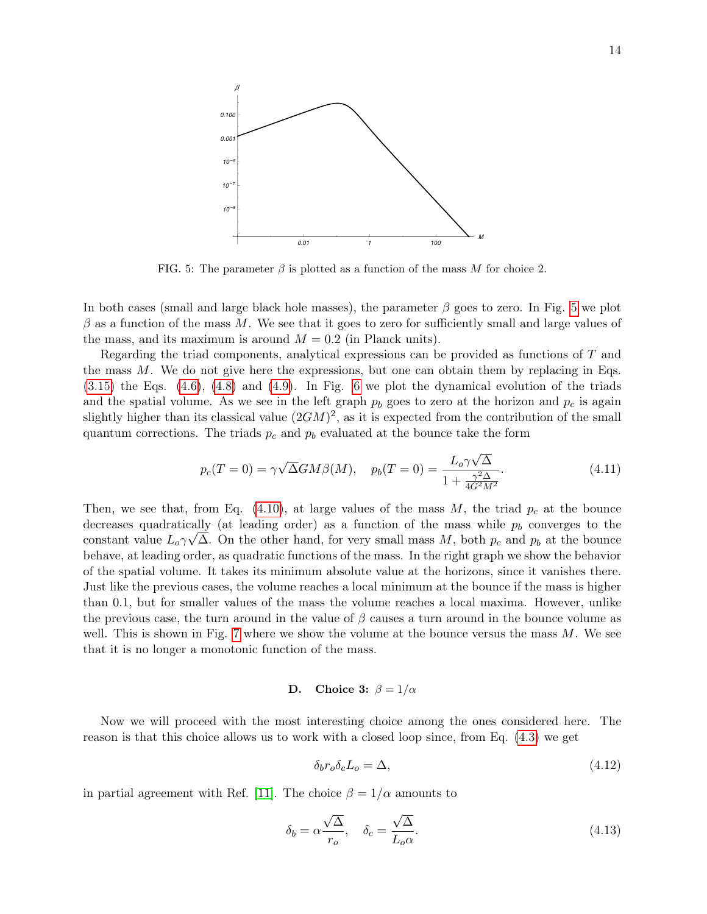FIG. 5: The parameter $\beta$ is plotted as a function of the mass $M$ for choice 2.

In both cases (small and large black hole masses), the parameter $\beta$ goes to zero. In Fig. 5 we plot $\beta$ as a function of the mass $M$. We see that it goes to zero for sufficiently small and large values of the mass, and its maximum is around $M = 0.2$ (in Planck units).

Regarding the triad components, analytical expressions can be provided as functions of $T$ and the mass $M$. We do not give here the expressions, but one can obtain them by replacing in Eqs. (3.15) the Eqs. (4.6), (4.8) and (4.9). In Fig. 6 we plot the dynamical evolution of the triads and the spatial volume. As we see in the left graph $p_b$ goes to zero at the horizon and $p_c$ is again slightly higher than its classical value $(2GM)^2$, as it is expected from the contribution of the small quantum corrections. The triads $p_c$ and $p_b$ evaluated at the bounce take the form

$$p_c(T=0) = \gamma\sqrt{\Delta}GM\beta(M), \quad p_b(T=0) = \frac{L_o\gamma\sqrt{\Delta}}{1+\frac{\gamma^2\Delta}{4G^2M^2}}. \tag{4.11}$$

Then, we see that, from Eq. (4.10), at large values of the mass $M$, the triad $p_c$ at the bounce decreases quadratically (at leading order) as a function of the mass while $p_b$ converges to the constant value $L_o\gamma\sqrt{\Delta}$. On the other hand, for very small mass $M$, both $p_c$ and $p_b$ at the bounce behave, at leading order, as quadratic functions of the mass. In the right graph we show the behavior of the spatial volume. It takes its minimum absolute value at the horizons, since it vanishes there. Just like the previous cases, the volume reaches a local minimum at the bounce if the mass is higher than 0.1, but for smaller values of the mass the volume reaches a local maxima. However, unlike the previous case, the turn around in the value of $\beta$ causes a turn around in the bounce volume as well. This is shown in Fig. 7 where we show the volume at the bounce versus the mass $M$. We see that it is no longer a monotonic function of the mass.

### D. Choice 3: $\beta = 1/\alpha$

Now we will proceed with the most interesting choice among the ones considered here. The reason is that this choice allows us to work with a closed loop since, from Eq. (4.3) we get

$$\delta_b r_o \delta_c L_o = \Delta, \tag{4.12}$$

in partial agreement with Ref. [11]. The choice $\beta = 1/\alpha$ amounts to

$$\delta_b = \alpha\frac{\sqrt{\Delta}}{r_o}, \quad \delta_c = \frac{\sqrt{\Delta}}{L_o\alpha}. \tag{4.13}$$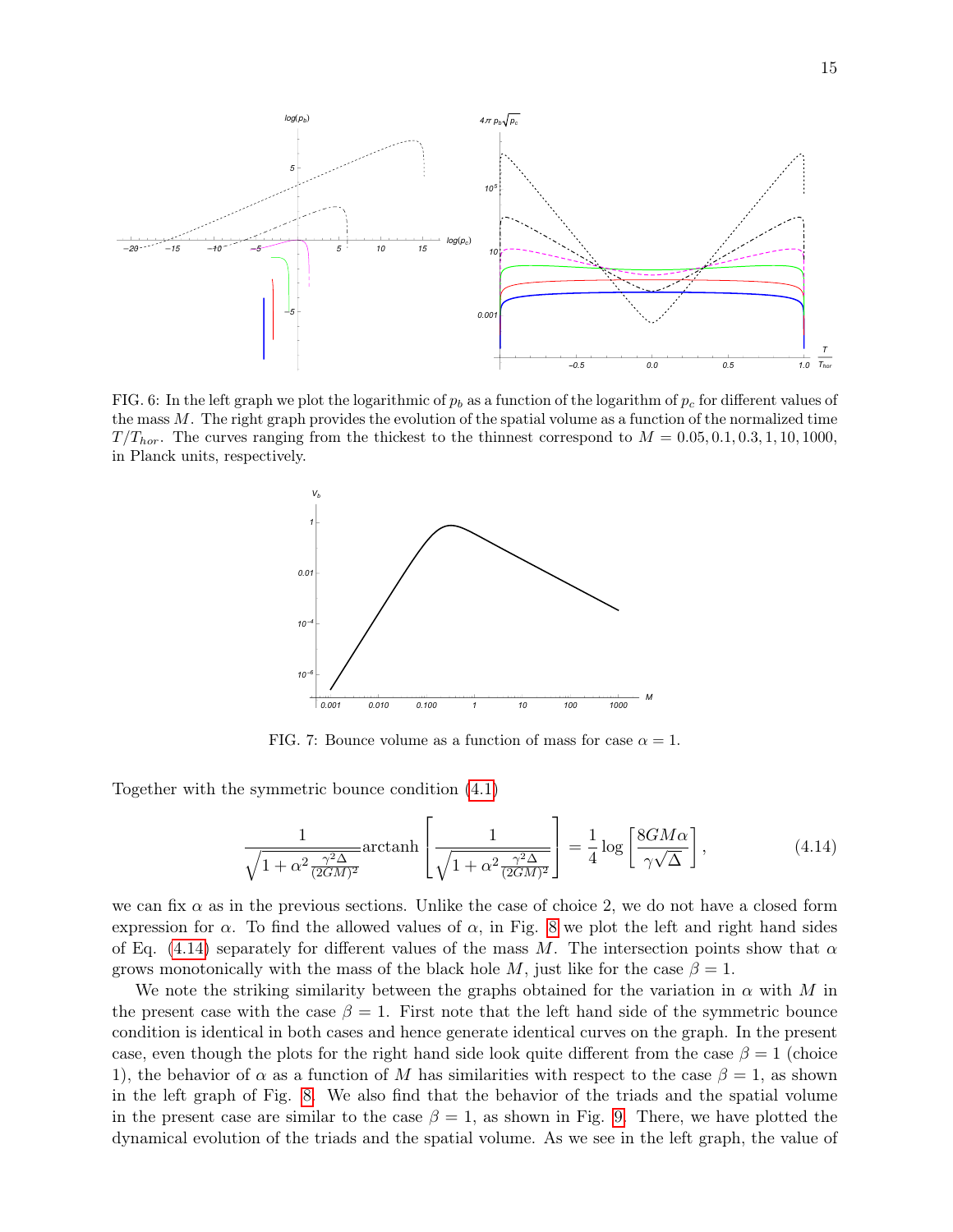FIG. 6: In the left graph we plot the logarithmic of $p_b$ as a function of the logarithm of $p_c$ for different values of the mass $M$. The right graph provides the evolution of the spatial volume as a function of the normalized time $T/T_{hor}$. The curves ranging from the thickest to the thinnest correspond to $M = 0.05, 0.1, 0.3, 1, 10, 1000$, in Planck units, respectively.

FIG. 7: Bounce volume as a function of mass for case $\alpha = 1$.

Together with the symmetric bounce condition (4.1)

$$\frac{1}{\sqrt{1+\alpha^2\frac{\gamma^2\Delta}{(2GM)^2}}}\text{arctanh}\left[\frac{1}{\sqrt{1+\alpha^2\frac{\gamma^2\Delta}{(2GM)^2}}}\right] = \frac{1}{4}\log\left[\frac{8GM\alpha}{\gamma\sqrt{\Delta}}\right], \tag{4.14}$$

we can fix $\alpha$ as in the previous sections. Unlike the case of choice 2, we do not have a closed form expression for $\alpha$. To find the allowed values of $\alpha$, in Fig. 8 we plot the left and right hand sides of Eq. (4.14) separately for different values of the mass $M$. The intersection points show that $\alpha$ grows monotonically with the mass of the black hole $M$, just like for the case $\beta = 1$.

We note the striking similarity between the graphs obtained for the variation in $\alpha$ with $M$ in the present case with the case $\beta = 1$. First note that the left hand side of the symmetric bounce condition is identical in both cases and hence generate identical curves on the graph. In the present case, even though the plots for the right hand side look quite different from the case $\beta = 1$ (choice 1), the behavior of $\alpha$ as a function of $M$ has similarities with respect to the case $\beta = 1$, as shown in the left graph of Fig. 8. We also find that the behavior of the triads and the spatial volume in the present case are similar to the case $\beta = 1$, as shown in Fig. 9. There, we have plotted the dynamical evolution of the triads and the spatial volume. As we see in the left graph, the value of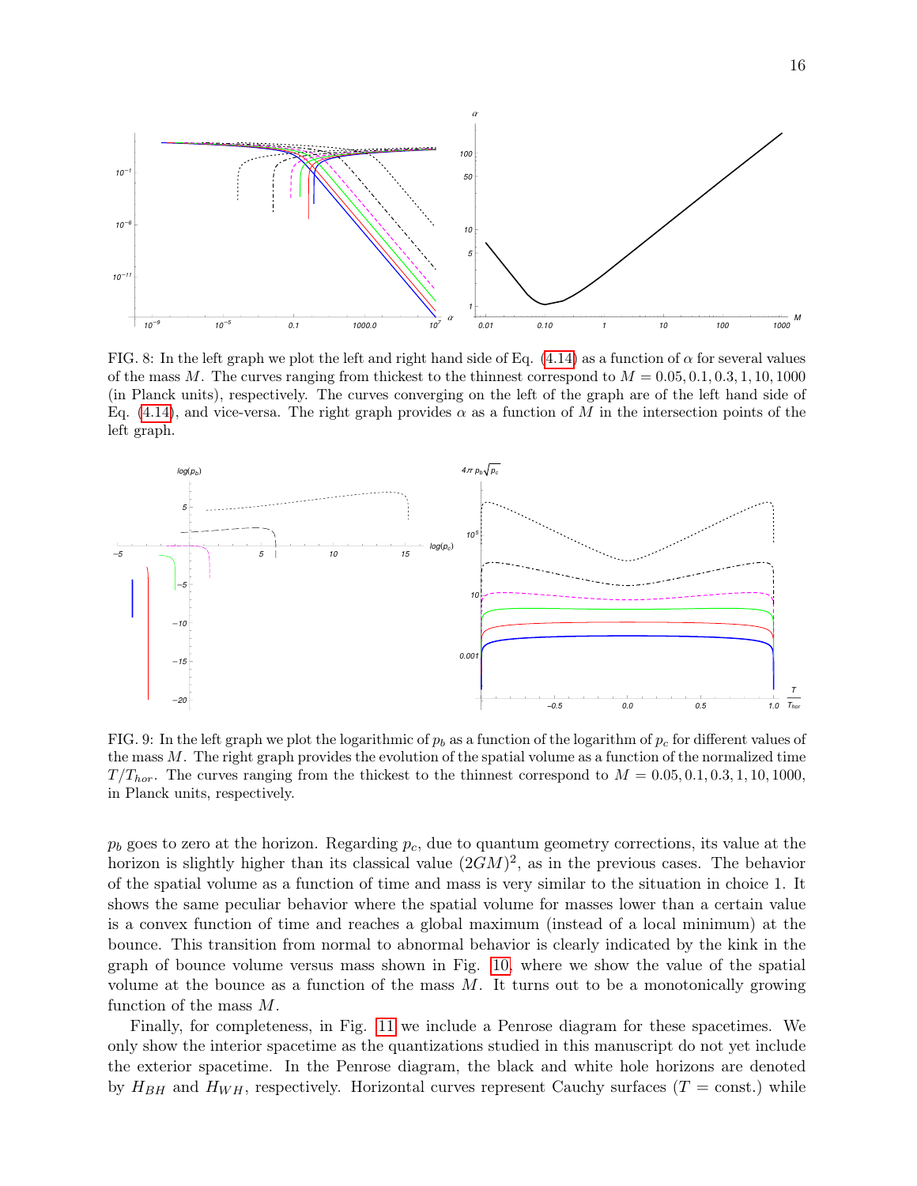FIG. 8: In the left graph we plot the left and right hand side of Eq. (4.14) as a function of $\alpha$ for several values of the mass $M$. The curves ranging from thickest to the thinnest correspond to $M = 0.05, 0.1, 0.3, 1, 10, 1000$ (in Planck units), respectively. The curves converging on the left of the graph are of the left hand side of Eq. (4.14), and vice-versa. The right graph provides $\alpha$ as a function of $M$ in the intersection points of the left graph.

FIG. 9: In the left graph we plot the logarithmic of $p_b$ as a function of the logarithm of $p_c$ for different values of the mass $M$. The right graph provides the evolution of the spatial volume as a function of the normalized time $T/T_{hor}$. The curves ranging from the thickest to the thinnest correspond to $M = 0.05, 0.1, 0.3, 1, 10, 1000$, in Planck units, respectively.

$p_b$ goes to zero at the horizon. Regarding $p_c$, due to quantum geometry corrections, its value at the horizon is slightly higher than its classical value $(2GM)^2$, as in the previous cases. The behavior of the spatial volume as a function of time and mass is very similar to the situation in choice 1. It shows the same peculiar behavior where the spatial volume for masses lower than a certain value is a convex function of time and reaches a global maximum (instead of a local minimum) at the bounce. This transition from normal to abnormal behavior is clearly indicated by the kink in the graph of bounce volume versus mass shown in Fig. 10, where we show the value of the spatial volume at the bounce as a function of the mass $M$. It turns out to be a monotonically growing function of the mass $M$.

Finally, for completeness, in Fig. 11 we include a Penrose diagram for these spacetimes. We only show the interior spacetime as the quantizations studied in this manuscript do not yet include the exterior spacetime. In the Penrose diagram, the black and white hole horizons are denoted by $H_{BH}$ and $H_{WH}$, respectively. Horizontal curves represent Cauchy surfaces ($T =$ const.) while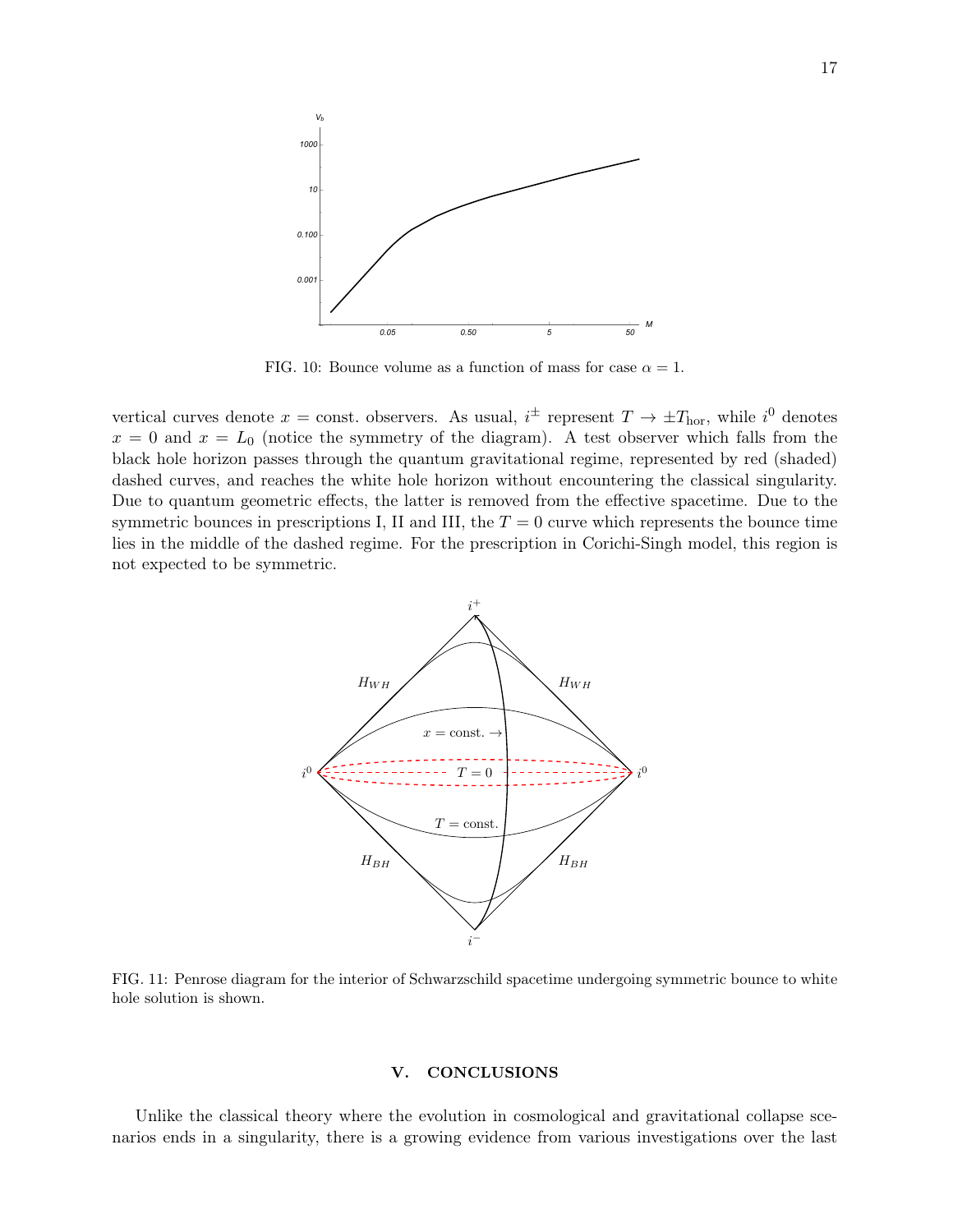FIG. 10: Bounce volume as a function of mass for case $\alpha = 1$.

vertical curves denote $x =$ const. observers. As usual, $i^{\pm}$ represent $T \to \pm T_{\rm hor}$, while $i^0$ denotes $x = 0$ and $x = L_0$ (notice the symmetry of the diagram). A test observer which falls from the black hole horizon passes through the quantum gravitational regime, represented by red (shaded) dashed curves, and reaches the white hole horizon without encountering the classical singularity. Due to quantum geometric effects, the latter is removed from the effective spacetime. Due to the symmetric bounces in prescriptions I, II and III, the $T = 0$ curve which represents the bounce time lies in the middle of the dashed regime. For the prescription in Corichi-Singh model, this region is not expected to be symmetric.

FIG. 11: Penrose diagram for the interior of Schwarzschild spacetime undergoing symmetric bounce to white hole solution is shown.

## V. CONCLUSIONS

Unlike the classical theory where the evolution in cosmological and gravitational collapse scenarios ends in a singularity, there is a growing evidence from various investigations over the last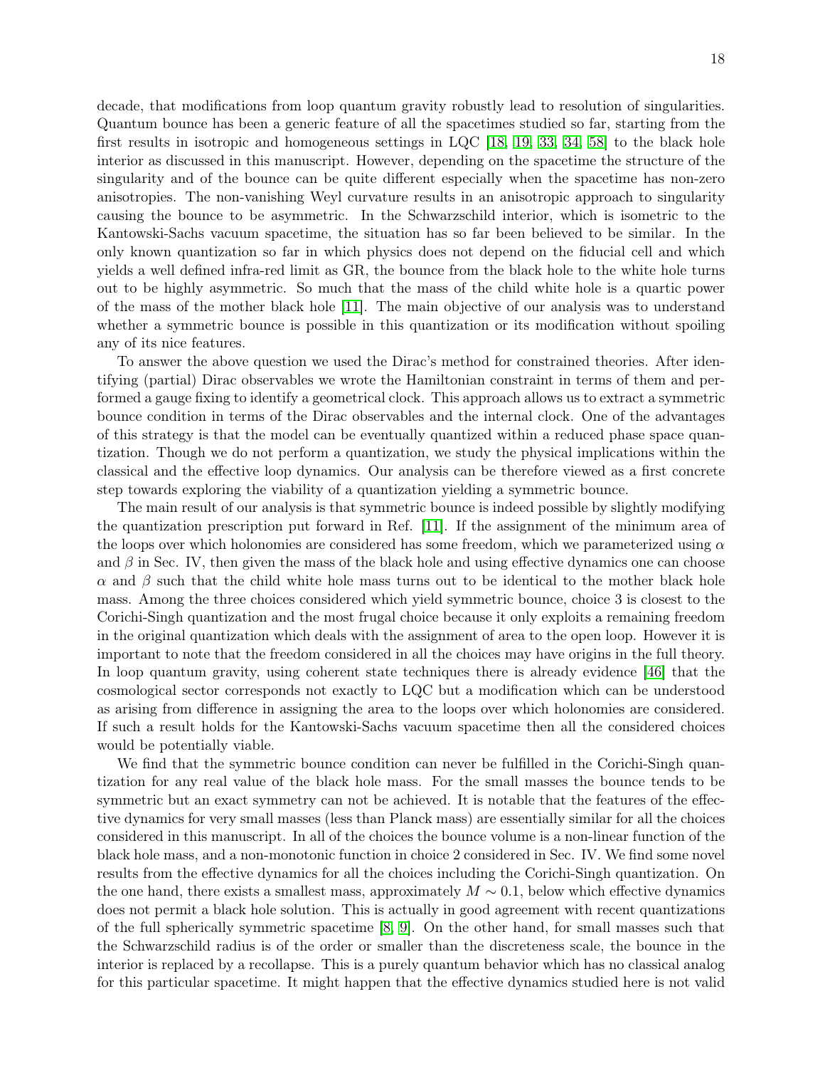decade, that modifications from loop quantum gravity robustly lead to resolution of singularities. Quantum bounce has been a generic feature of all the spacetimes studied so far, starting from the first results in isotropic and homogeneous settings in LQC [18, 19, 33, 34, 58] to the black hole interior as discussed in this manuscript. However, depending on the spacetime the structure of the singularity and of the bounce can be quite different especially when the spacetime has non-zero anisotropies. The non-vanishing Weyl curvature results in an anisotropic approach to singularity causing the bounce to be asymmetric. In the Schwarzschild interior, which is isometric to the Kantowski-Sachs vacuum spacetime, the situation has so far been believed to be similar. In the only known quantization so far in which physics does not depend on the fiducial cell and which yields a well defined infra-red limit as GR, the bounce from the black hole to the white hole turns out to be highly asymmetric. So much that the mass of the child white hole is a quartic power of the mass of the mother black hole [11]. The main objective of our analysis was to understand whether a symmetric bounce is possible in this quantization or its modification without spoiling any of its nice features.

To answer the above question we used the Dirac's method for constrained theories. After identifying (partial) Dirac observables we wrote the Hamiltonian constraint in terms of them and performed a gauge fixing to identify a geometrical clock. This approach allows us to extract a symmetric bounce condition in terms of the Dirac observables and the internal clock. One of the advantages of this strategy is that the model can be eventually quantized within a reduced phase space quantization. Though we do not perform a quantization, we study the physical implications within the classical and the effective loop dynamics. Our analysis can be therefore viewed as a first concrete step towards exploring the viability of a quantization yielding a symmetric bounce.

The main result of our analysis is that symmetric bounce is indeed possible by slightly modifying the quantization prescription put forward in Ref. [11]. If the assignment of the minimum area of the loops over which holonomies are considered has some freedom, which we parameterized using $\alpha$ and $\beta$ in Sec. IV, then given the mass of the black hole and using effective dynamics one can choose $\alpha$ and $\beta$ such that the child white hole mass turns out to be identical to the mother black hole mass. Among the three choices considered which yield symmetric bounce, choice 3 is closest to the Corichi-Singh quantization and the most frugal choice because it only exploits a remaining freedom in the original quantization which deals with the assignment of area to the open loop. However it is important to note that the freedom considered in all the choices may have origins in the full theory. In loop quantum gravity, using coherent state techniques there is already evidence [46] that the cosmological sector corresponds not exactly to LQC but a modification which can be understood as arising from difference in assigning the area to the loops over which holonomies are considered. If such a result holds for the Kantowski-Sachs vacuum spacetime then all the considered choices would be potentially viable.

We find that the symmetric bounce condition can never be fulfilled in the Corichi-Singh quantization for any real value of the black hole mass. For the small masses the bounce tends to be symmetric but an exact symmetry can not be achieved. It is notable that the features of the effective dynamics for very small masses (less than Planck mass) are essentially similar for all the choices considered in this manuscript. In all of the choices the bounce volume is a non-linear function of the black hole mass, and a non-monotonic function in choice 2 considered in Sec. IV. We find some novel results from the effective dynamics for all the choices including the Corichi-Singh quantization. On the one hand, there exists a smallest mass, approximately $M \sim 0.1$, below which effective dynamics does not permit a black hole solution. This is actually in good agreement with recent quantizations of the full spherically symmetric spacetime [8, 9]. On the other hand, for small masses such that the Schwarzschild radius is of the order or smaller than the discreteness scale, the bounce in the interior is replaced by a recollapse. This is a purely quantum behavior which has no classical analog for this particular spacetime. It might happen that the effective dynamics studied here is not valid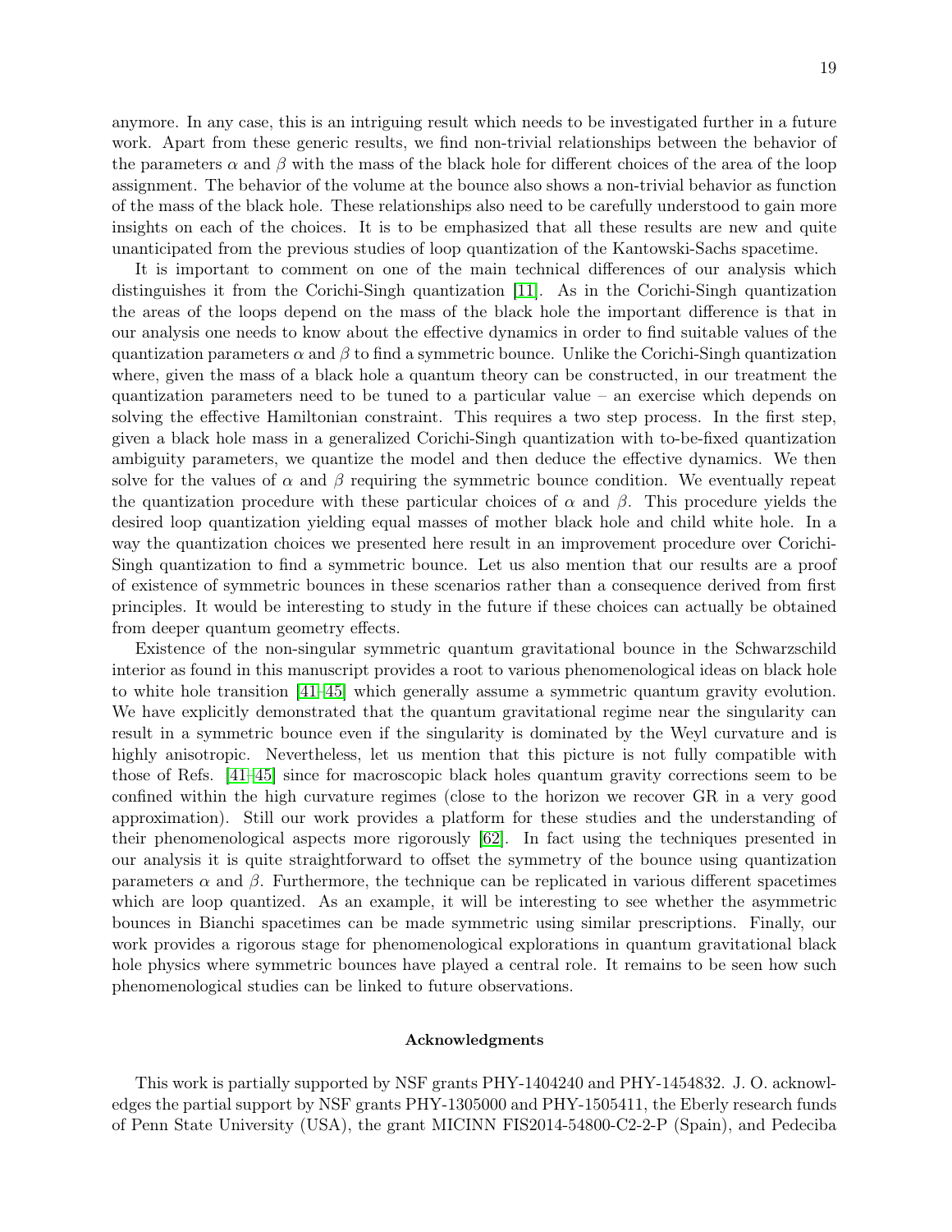anymore. In any case, this is an intriguing result which needs to be investigated further in a future work. Apart from these generic results, we find non-trivial relationships between the behavior of the parameters $\alpha$ and $\beta$ with the mass of the black hole for different choices of the area of the loop assignment. The behavior of the volume at the bounce also shows a non-trivial behavior as function of the mass of the black hole. These relationships also need to be carefully understood to gain more insights on each of the choices. It is to be emphasized that all these results are new and quite unanticipated from the previous studies of loop quantization of the Kantowski-Sachs spacetime.

It is important to comment on one of the main technical differences of our analysis which distinguishes it from the Corichi-Singh quantization [11]. As in the Corichi-Singh quantization the areas of the loops depend on the mass of the black hole the important difference is that in our analysis one needs to know about the effective dynamics in order to find suitable values of the quantization parameters $\alpha$ and $\beta$ to find a symmetric bounce. Unlike the Corichi-Singh quantization where, given the mass of a black hole a quantum theory can be constructed, in our treatment the quantization parameters need to be tuned to a particular value – an exercise which depends on solving the effective Hamiltonian constraint. This requires a two step process. In the first step, given a black hole mass in a generalized Corichi-Singh quantization with to-be-fixed quantization ambiguity parameters, we quantize the model and then deduce the effective dynamics. We then solve for the values of $\alpha$ and $\beta$ requiring the symmetric bounce condition. We eventually repeat the quantization procedure with these particular choices of $\alpha$ and $\beta$. This procedure yields the desired loop quantization yielding equal masses of mother black hole and child white hole. In a way the quantization choices we presented here result in an improvement procedure over Corichi-Singh quantization to find a symmetric bounce. Let us also mention that our results are a proof of existence of symmetric bounces in these scenarios rather than a consequence derived from first principles. It would be interesting to study in the future if these choices can actually be obtained from deeper quantum geometry effects.

Existence of the non-singular symmetric quantum gravitational bounce in the Schwarzschild interior as found in this manuscript provides a root to various phenomenological ideas on black hole to white hole transition [41–45] which generally assume a symmetric quantum gravity evolution. We have explicitly demonstrated that the quantum gravitational regime near the singularity can result in a symmetric bounce even if the singularity is dominated by the Weyl curvature and is highly anisotropic. Nevertheless, let us mention that this picture is not fully compatible with those of Refs. [41–45] since for macroscopic black holes quantum gravity corrections seem to be confined within the high curvature regimes (close to the horizon we recover GR in a very good approximation). Still our work provides a platform for these studies and the understanding of their phenomenological aspects more rigorously [62]. In fact using the techniques presented in our analysis it is quite straightforward to offset the symmetry of the bounce using quantization parameters $\alpha$ and $\beta$. Furthermore, the technique can be replicated in various different spacetimes which are loop quantized. As an example, it will be interesting to see whether the asymmetric bounces in Bianchi spacetimes can be made symmetric using similar prescriptions. Finally, our work provides a rigorous stage for phenomenological explorations in quantum gravitational black hole physics where symmetric bounces have played a central role. It remains to be seen how such phenomenological studies can be linked to future observations.

## Acknowledgments

This work is partially supported by NSF grants PHY-1404240 and PHY-1454832. J. O. acknowledges the partial support by NSF grants PHY-1305000 and PHY-1505411, the Eberly research funds of Penn State University (USA), the grant MICINN FIS2014-54800-C2-2-P (Spain), and Pedeciba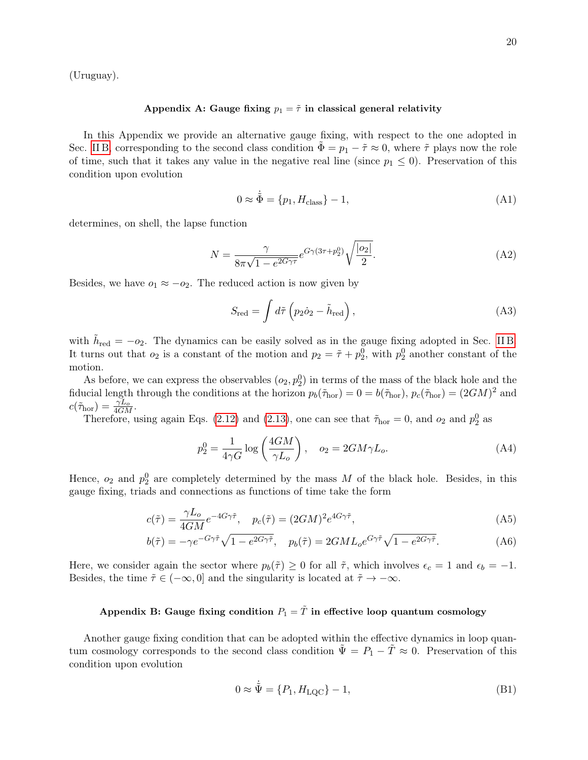(Uruguay).

## Appendix A: Gauge fixing $p_1 = \tilde{\tau}$ in classical general relativity

In this Appendix we provide an alternative gauge fixing, with respect to the one adopted in Sec. II B, corresponding to the second class condition $\tilde{\Phi} = p_1 - \tilde{\tau} \approx 0$, where $\tilde{\tau}$ plays now the role of time, such that it takes any value in the negative real line (since $p_1 \leq 0$). Preservation of this condition upon evolution

$$0 \approx \dot{\tilde{\Phi}} = \{p_1, H_{\text{class}}\} - 1, \tag{A1}$$

determines, on shell, the lapse function

$$N = \frac{\gamma}{8\pi\sqrt{1 - e^{2G\gamma\tau}}} e^{G\gamma(3\tau + p_2^0)} \sqrt{\frac{|o_2|}{2}}. \tag{A2}$$

Besides, we have $o_1 \approx -o_2$. The reduced action is now given by

$$S_{\text{red}} = \int d\tilde{\tau} \left( p_2 \dot{o}_2 - \tilde{h}_{\text{red}} \right), \tag{A3}$$

with $\tilde{h}_{\text{red}} = -o_2$. The dynamics can be easily solved as in the gauge fixing adopted in Sec. II B. It turns out that $o_2$ is a constant of the motion and $p_2 = \tilde{\tau} + p_2^0$, with $p_2^0$ another constant of the motion.

As before, we can express the observables $(o_2, p_2^0)$ in terms of the mass of the black hole and the fiducial length through the conditions at the horizon $p_b(\tilde{\tau}_{\text{hor}}) = 0 = b(\tilde{\tau}_{\text{hor}})$, $p_c(\tilde{\tau}_{\text{hor}}) = (2GM)^2$ and $c(\tilde{\tau}_{\text{hor}}) = \frac{\gamma L_o}{4GM}$.

Therefore, using again Eqs. (2.12) and (2.13), one can see that $\tilde{\tau}_{\text{hor}} = 0$, and $o_2$ and $p_2^0$ as

$$p_2^0 = \frac{1}{4\gamma G} \log\left(\frac{4GM}{\gamma L_o}\right), \quad o_2 = 2GM\gamma L_o. \tag{A4}$$

Hence, $o_2$ and $p_2^0$ are completely determined by the mass $M$ of the black hole. Besides, in this gauge fixing, triads and connections as functions of time take the form

$$c(\tilde{\tau}) = \frac{\gamma L_o}{4GM} e^{-4G\gamma\tilde{\tau}}, \quad p_c(\tilde{\tau}) = (2GM)^2 e^{4G\gamma\tilde{\tau}}, \tag{A5}$$

$$b(\tilde{\tau}) = -\gamma e^{-G\gamma\tilde{\tau}} \sqrt{1 - e^{2G\gamma\tilde{\tau}}}, \quad p_b(\tilde{\tau}) = 2GML_o e^{G\gamma\tilde{\tau}} \sqrt{1 - e^{2G\gamma\tilde{\tau}}}. \tag{A6}$$

Here, we consider again the sector where $p_b(\tilde{\tau}) \geq 0$ for all $\tilde{\tau}$, which involves $\epsilon_c = 1$ and $\epsilon_b = -1$. Besides, the time $\tilde{\tau} \in (-\infty, 0]$ and the singularity is located at $\tilde{\tau} \to -\infty$.

## Appendix B: Gauge fixing condition $P_1 = \tilde{T}$ in effective loop quantum cosmology

Another gauge fixing condition that can be adopted within the effective dynamics in loop quantum cosmology corresponds to the second class condition $\tilde{\Psi} = P_1 - \tilde{T} \approx 0$. Preservation of this condition upon evolution

$$0 \approx \dot{\tilde{\Psi}} = \{P_1, H_{\text{LQC}}\} - 1, \tag{B1}$$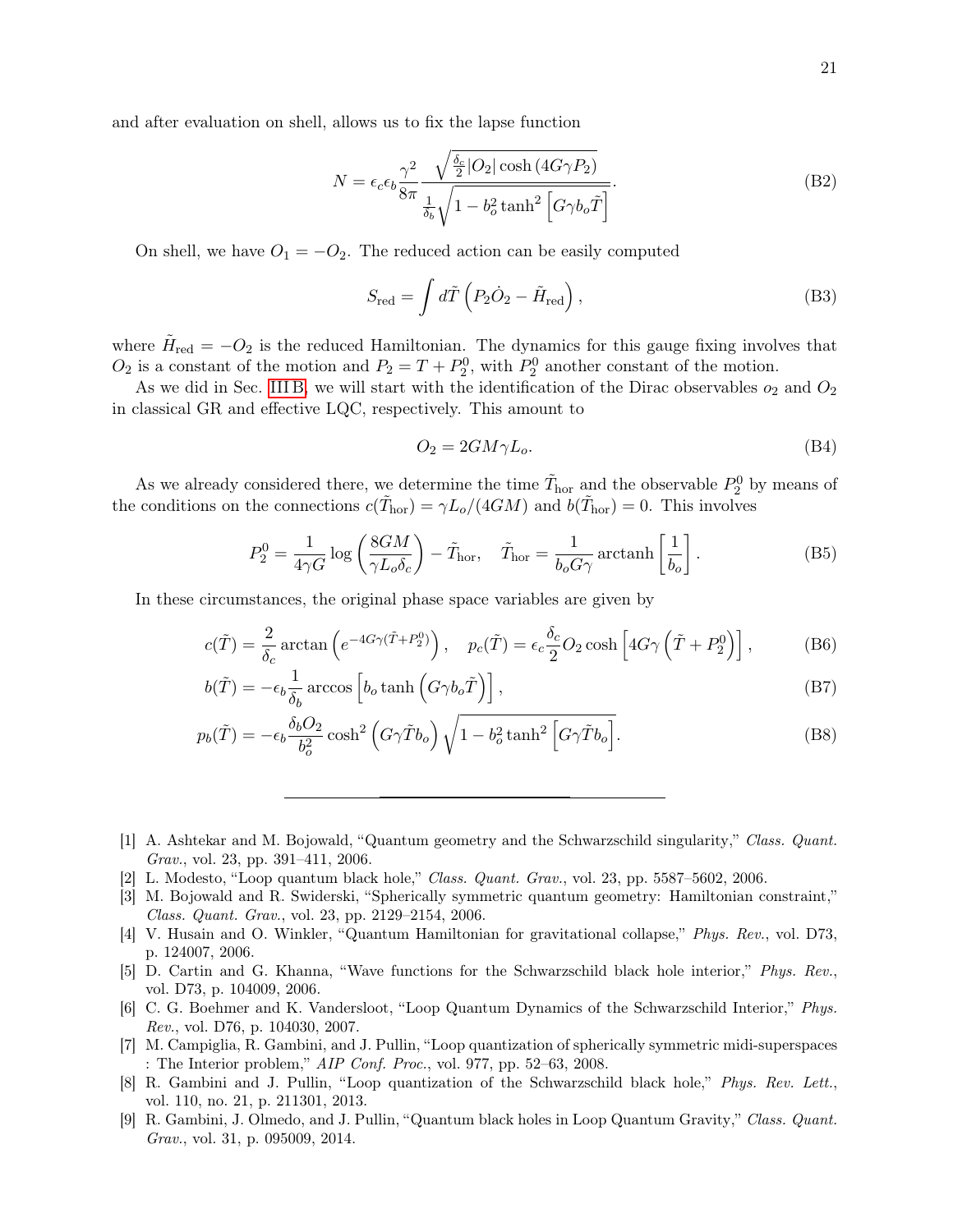and after evaluation on shell, allows us to fix the lapse function

$$N = \epsilon_c \epsilon_b \frac{\gamma^2}{8\pi} \frac{\sqrt{\frac{\delta_c}{2}|O_2| \cosh\left(4G\gamma P_2\right)}}{\frac{1}{\delta_b}\sqrt{1 - b_o^2 \tanh^2\left[G\gamma b_o \tilde{T}\right]}}. \tag{B2}$$

On shell, we have $O_1 = -O_2$. The reduced action can be easily computed

$$S_{\text{red}} = \int d\tilde{T}\left(P_2 \dot{O}_2 - \tilde{H}_{\text{red}}\right), \tag{B3}$$

where $\tilde{H}_{\text{red}} = -O_2$ is the reduced Hamiltonian. The dynamics for this gauge fixing involves that $O_2$ is a constant of the motion and $P_2 = T + P_2^0$, with $P_2^0$ another constant of the motion.

As we did in Sec. III B, we will start with the identification of the Dirac observables $o_2$ and $O_2$ in classical GR and effective LQC, respectively. This amount to

$$O_2 = 2GM\gamma L_o. \tag{B4}$$

As we already considered there, we determine the time $\tilde{T}_{\text{hor}}$ and the observable $P_2^0$ by means of the conditions on the connections $c(\tilde{T}_{\text{hor}}) = \gamma L_o/(4GM)$ and $b(\tilde{T}_{\text{hor}}) = 0$. This involves

$$P_2^0 = \frac{1}{4\gamma G}\log\left(\frac{8GM}{\gamma L_o \delta_c}\right) - \tilde{T}_{\text{hor}}, \quad \tilde{T}_{\text{hor}} = \frac{1}{b_o G\gamma}\operatorname{arctanh}\left[\frac{1}{b_o}\right]. \tag{B5}$$

In these circumstances, the original phase space variables are given by

$$c(\tilde{T}) = \frac{2}{\delta_c}\arctan\left(e^{-4G\gamma(\tilde{T}+P_2^0)}\right), \quad p_c(\tilde{T}) = \epsilon_c \frac{\delta_c}{2} O_2 \cosh\left[4G\gamma\left(\tilde{T} + P_2^0\right)\right], \tag{B6}$$

$$b(\tilde{T}) = -\epsilon_b \frac{1}{\delta_b}\arccos\left[b_o \tanh\left(G\gamma b_o \tilde{T}\right)\right], \tag{B7}$$

$$p_b(\tilde{T}) = -\epsilon_b \frac{\delta_b O_2}{b_o^2}\cosh^2\left(G\gamma \tilde{T} b_o\right)\sqrt{1 - b_o^2 \tanh^2\left[G\gamma \tilde{T} b_o\right]}. \tag{B8}$$

---

[1] A. Ashtekar and M. Bojowald, "Quantum geometry and the Schwarzschild singularity," *Class. Quant. Grav.*, vol. 23, pp. 391–411, 2006.

[2] L. Modesto, "Loop quantum black hole," *Class. Quant. Grav.*, vol. 23, pp. 5587–5602, 2006.

[3] M. Bojowald and R. Swiderski, "Spherically symmetric quantum geometry: Hamiltonian constraint," *Class. Quant. Grav.*, vol. 23, pp. 2129–2154, 2006.

[4] V. Husain and O. Winkler, "Quantum Hamiltonian for gravitational collapse," *Phys. Rev.*, vol. D73, p. 124007, 2006.

[5] D. Cartin and G. Khanna, "Wave functions for the Schwarzschild black hole interior," *Phys. Rev.*, vol. D73, p. 104009, 2006.

[6] C. G. Boehmer and K. Vandersloot, "Loop Quantum Dynamics of the Schwarzschild Interior," *Phys. Rev.*, vol. D76, p. 104030, 2007.

[7] M. Campiglia, R. Gambini, and J. Pullin, "Loop quantization of spherically symmetric midi-superspaces : The Interior problem," *AIP Conf. Proc.*, vol. 977, pp. 52–63, 2008.

[8] R. Gambini and J. Pullin, "Loop quantization of the Schwarzschild black hole," *Phys. Rev. Lett.*, vol. 110, no. 21, p. 211301, 2013.

[9] R. Gambini, J. Olmedo, and J. Pullin, "Quantum black holes in Loop Quantum Gravity," *Class. Quant. Grav.*, vol. 31, p. 095009, 2014.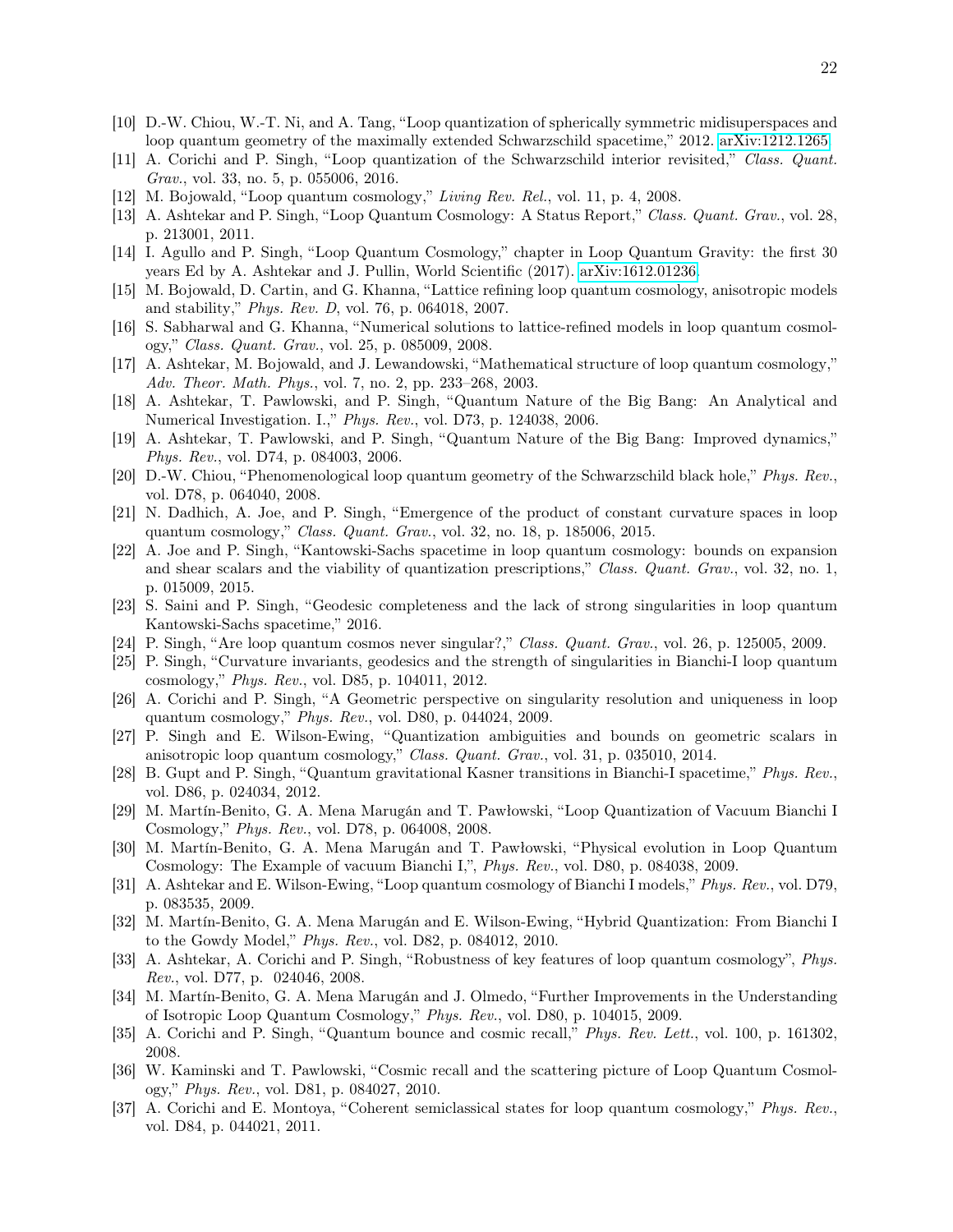[10] D.-W. Chiou, W.-T. Ni, and A. Tang, "Loop quantization of spherically symmetric midisuperspaces and loop quantum geometry of the maximally extended Schwarzschild spacetime," 2012. arXiv:1212.1265.

[11] A. Corichi and P. Singh, "Loop quantization of the Schwarzschild interior revisited," *Class. Quant. Grav.*, vol. 33, no. 5, p. 055006, 2016.

[12] M. Bojowald, "Loop quantum cosmology," *Living Rev. Rel.*, vol. 11, p. 4, 2008.

[13] A. Ashtekar and P. Singh, "Loop Quantum Cosmology: A Status Report," *Class. Quant. Grav.*, vol. 28, p. 213001, 2011.

[14] I. Agullo and P. Singh, "Loop Quantum Cosmology," chapter in Loop Quantum Gravity: the first 30 years Ed by A. Ashtekar and J. Pullin, World Scientific (2017). arXiv:1612.01236.

[15] M. Bojowald, D. Cartin, and G. Khanna, "Lattice refining loop quantum cosmology, anisotropic models and stability," *Phys. Rev. D*, vol. 76, p. 064018, 2007.

[16] S. Sabharwal and G. Khanna, "Numerical solutions to lattice-refined models in loop quantum cosmology," *Class. Quant. Grav.*, vol. 25, p. 085009, 2008.

[17] A. Ashtekar, M. Bojowald, and J. Lewandowski, "Mathematical structure of loop quantum cosmology," *Adv. Theor. Math. Phys.*, vol. 7, no. 2, pp. 233–268, 2003.

[18] A. Ashtekar, T. Pawlowski, and P. Singh, "Quantum Nature of the Big Bang: An Analytical and Numerical Investigation. I.," *Phys. Rev.*, vol. D73, p. 124038, 2006.

[19] A. Ashtekar, T. Pawlowski, and P. Singh, "Quantum Nature of the Big Bang: Improved dynamics," *Phys. Rev.*, vol. D74, p. 084003, 2006.

[20] D.-W. Chiou, "Phenomenological loop quantum geometry of the Schwarzschild black hole," *Phys. Rev.*, vol. D78, p. 064040, 2008.

[21] N. Dadhich, A. Joe, and P. Singh, "Emergence of the product of constant curvature spaces in loop quantum cosmology," *Class. Quant. Grav.*, vol. 32, no. 18, p. 185006, 2015.

[22] A. Joe and P. Singh, "Kantowski-Sachs spacetime in loop quantum cosmology: bounds on expansion and shear scalars and the viability of quantization prescriptions," *Class. Quant. Grav.*, vol. 32, no. 1, p. 015009, 2015.

[23] S. Saini and P. Singh, "Geodesic completeness and the lack of strong singularities in loop quantum Kantowski-Sachs spacetime," 2016.

[24] P. Singh, "Are loop quantum cosmos never singular?," *Class. Quant. Grav.*, vol. 26, p. 125005, 2009.

[25] P. Singh, "Curvature invariants, geodesics and the strength of singularities in Bianchi-I loop quantum cosmology," *Phys. Rev.*, vol. D85, p. 104011, 2012.

[26] A. Corichi and P. Singh, "A Geometric perspective on singularity resolution and uniqueness in loop quantum cosmology," *Phys. Rev.*, vol. D80, p. 044024, 2009.

[27] P. Singh and E. Wilson-Ewing, "Quantization ambiguities and bounds on geometric scalars in anisotropic loop quantum cosmology," *Class. Quant. Grav.*, vol. 31, p. 035010, 2014.

[28] B. Gupt and P. Singh, "Quantum gravitational Kasner transitions in Bianchi-I spacetime," *Phys. Rev.*, vol. D86, p. 024034, 2012.

[29] M. Martín-Benito, G. A. Mena Marugán and T. Pawłowski, "Loop Quantization of Vacuum Bianchi I Cosmology," *Phys. Rev.*, vol. D78, p. 064008, 2008.

[30] M. Martín-Benito, G. A. Mena Marugán and T. Pawłowski, "Physical evolution in Loop Quantum Cosmology: The Example of vacuum Bianchi I,", *Phys. Rev.*, vol. D80, p. 084038, 2009.

[31] A. Ashtekar and E. Wilson-Ewing, "Loop quantum cosmology of Bianchi I models," *Phys. Rev.*, vol. D79, p. 083535, 2009.

[32] M. Martín-Benito, G. A. Mena Marugán and E. Wilson-Ewing, "Hybrid Quantization: From Bianchi I to the Gowdy Model," *Phys. Rev.*, vol. D82, p. 084012, 2010.

[33] A. Ashtekar, A. Corichi and P. Singh, "Robustness of key features of loop quantum cosmology", *Phys. Rev.*, vol. D77, p. 024046, 2008.

[34] M. Martín-Benito, G. A. Mena Marugán and J. Olmedo, "Further Improvements in the Understanding of Isotropic Loop Quantum Cosmology," *Phys. Rev.*, vol. D80, p. 104015, 2009.

[35] A. Corichi and P. Singh, "Quantum bounce and cosmic recall," *Phys. Rev. Lett.*, vol. 100, p. 161302, 2008.

[36] W. Kaminski and T. Pawlowski, "Cosmic recall and the scattering picture of Loop Quantum Cosmology," *Phys. Rev.*, vol. D81, p. 084027, 2010.

[37] A. Corichi and E. Montoya, "Coherent semiclassical states for loop quantum cosmology," *Phys. Rev.*, vol. D84, p. 044021, 2011.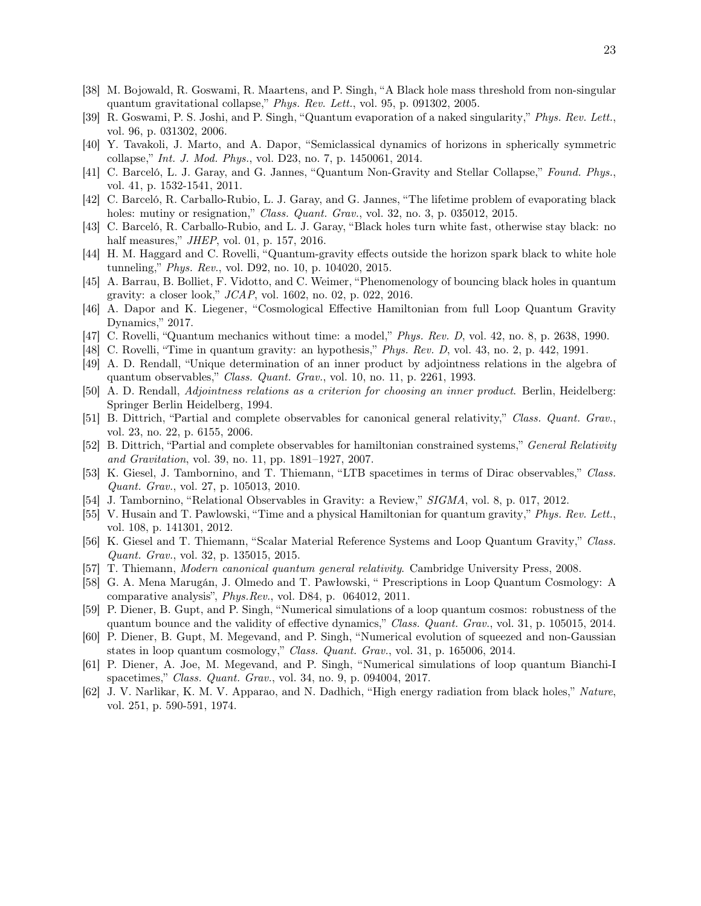[38] M. Bojowald, R. Goswami, R. Maartens, and P. Singh, "A Black hole mass threshold from non-singular quantum gravitational collapse," *Phys. Rev. Lett.*, vol. 95, p. 091302, 2005.

[39] R. Goswami, P. S. Joshi, and P. Singh, "Quantum evaporation of a naked singularity," *Phys. Rev. Lett.*, vol. 96, p. 031302, 2006.

[40] Y. Tavakoli, J. Marto, and A. Dapor, "Semiclassical dynamics of horizons in spherically symmetric collapse," *Int. J. Mod. Phys.*, vol. D23, no. 7, p. 1450061, 2014.

[41] C. Barceló, L. J. Garay, and G. Jannes, "Quantum Non-Gravity and Stellar Collapse," *Found. Phys.*, vol. 41, p. 1532-1541, 2011.

[42] C. Barceló, R. Carballo-Rubio, L. J. Garay, and G. Jannes, "The lifetime problem of evaporating black holes: mutiny or resignation," *Class. Quant. Grav.*, vol. 32, no. 3, p. 035012, 2015.

[43] C. Barceló, R. Carballo-Rubio, and L. J. Garay, "Black holes turn white fast, otherwise stay black: no half measures," *JHEP*, vol. 01, p. 157, 2016.

[44] H. M. Haggard and C. Rovelli, "Quantum-gravity effects outside the horizon spark black to white hole tunneling," *Phys. Rev.*, vol. D92, no. 10, p. 104020, 2015.

[45] A. Barrau, B. Bolliet, F. Vidotto, and C. Weimer, "Phenomenology of bouncing black holes in quantum gravity: a closer look," *JCAP*, vol. 1602, no. 02, p. 022, 2016.

[46] A. Dapor and K. Liegener, "Cosmological Effective Hamiltonian from full Loop Quantum Gravity Dynamics," 2017.

[47] C. Rovelli, "Quantum mechanics without time: a model," *Phys. Rev. D*, vol. 42, no. 8, p. 2638, 1990.

[48] C. Rovelli, "Time in quantum gravity: an hypothesis," *Phys. Rev. D*, vol. 43, no. 2, p. 442, 1991.

[49] A. D. Rendall, "Unique determination of an inner product by adjointness relations in the algebra of quantum observables," *Class. Quant. Grav.*, vol. 10, no. 11, p. 2261, 1993.

[50] A. D. Rendall, *Adjointness relations as a criterion for choosing an inner product*. Berlin, Heidelberg: Springer Berlin Heidelberg, 1994.

[51] B. Dittrich, "Partial and complete observables for canonical general relativity," *Class. Quant. Grav.*, vol. 23, no. 22, p. 6155, 2006.

[52] B. Dittrich, "Partial and complete observables for hamiltonian constrained systems," *General Relativity and Gravitation*, vol. 39, no. 11, pp. 1891–1927, 2007.

[53] K. Giesel, J. Tambornino, and T. Thiemann, "LTB spacetimes in terms of Dirac observables," *Class. Quant. Grav.*, vol. 27, p. 105013, 2010.

[54] J. Tambornino, "Relational Observables in Gravity: a Review," *SIGMA*, vol. 8, p. 017, 2012.

[55] V. Husain and T. Pawlowski, "Time and a physical Hamiltonian for quantum gravity," *Phys. Rev. Lett.*, vol. 108, p. 141301, 2012.

[56] K. Giesel and T. Thiemann, "Scalar Material Reference Systems and Loop Quantum Gravity," *Class. Quant. Grav.*, vol. 32, p. 135015, 2015.

[57] T. Thiemann, *Modern canonical quantum general relativity*. Cambridge University Press, 2008.

[58] G. A. Mena Marugán, J. Olmedo and T. Pawłowski, " Prescriptions in Loop Quantum Cosmology: A comparative analysis", *Phys.Rev.*, vol. D84, p. 064012, 2011.

[59] P. Diener, B. Gupt, and P. Singh, "Numerical simulations of a loop quantum cosmos: robustness of the quantum bounce and the validity of effective dynamics," *Class. Quant. Grav.*, vol. 31, p. 105015, 2014.

[60] P. Diener, B. Gupt, M. Megevand, and P. Singh, "Numerical evolution of squeezed and non-Gaussian states in loop quantum cosmology," *Class. Quant. Grav.*, vol. 31, p. 165006, 2014.

[61] P. Diener, A. Joe, M. Megevand, and P. Singh, "Numerical simulations of loop quantum Bianchi-I spacetimes," *Class. Quant. Grav.*, vol. 34, no. 9, p. 094004, 2017.

[62] J. V. Narlikar, K. M. V. Apparao, and N. Dadhich, "High energy radiation from black holes," *Nature*, vol. 251, p. 590-591, 1974.